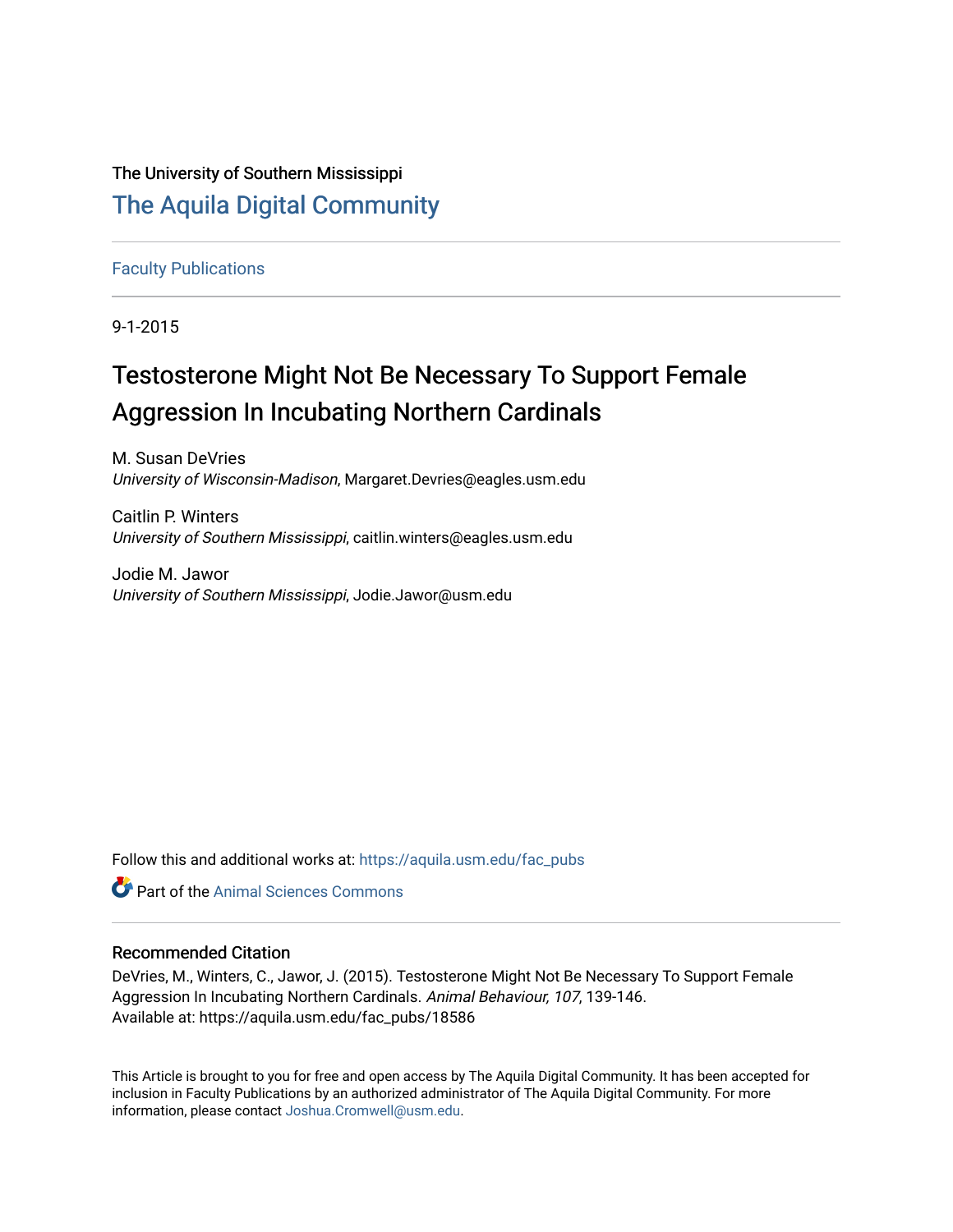The University of Southern Mississippi

# The Aquila Digital Community

Faculty Publications

9-1-2015

# Testosterone Might Not Be Necessary To Support Female Aggression In Incubating Northern Cardinals

M. Susan DeVries
*University of Wisconsin-Madison*, Margaret.Devries@eagles.usm.edu

Caitlin P. Winters
*University of Southern Mississippi*, caitlin.winters@eagles.usm.edu

Jodie M. Jawor
*University of Southern Mississippi*, Jodie.Jawor@usm.edu

Follow this and additional works at: https://aquila.usm.edu/fac_pubs

Part of the Animal Sciences Commons

### Recommended Citation

DeVries, M., Winters, C., Jawor, J. (2015). Testosterone Might Not Be Necessary To Support Female Aggression In Incubating Northern Cardinals. *Animal Behaviour, 107*, 139-146.
Available at: https://aquila.usm.edu/fac_pubs/18586

This Article is brought to you for free and open access by The Aquila Digital Community. It has been accepted for inclusion in Faculty Publications by an authorized administrator of The Aquila Digital Community. For more information, please contact Joshua.Cromwell@usm.edu.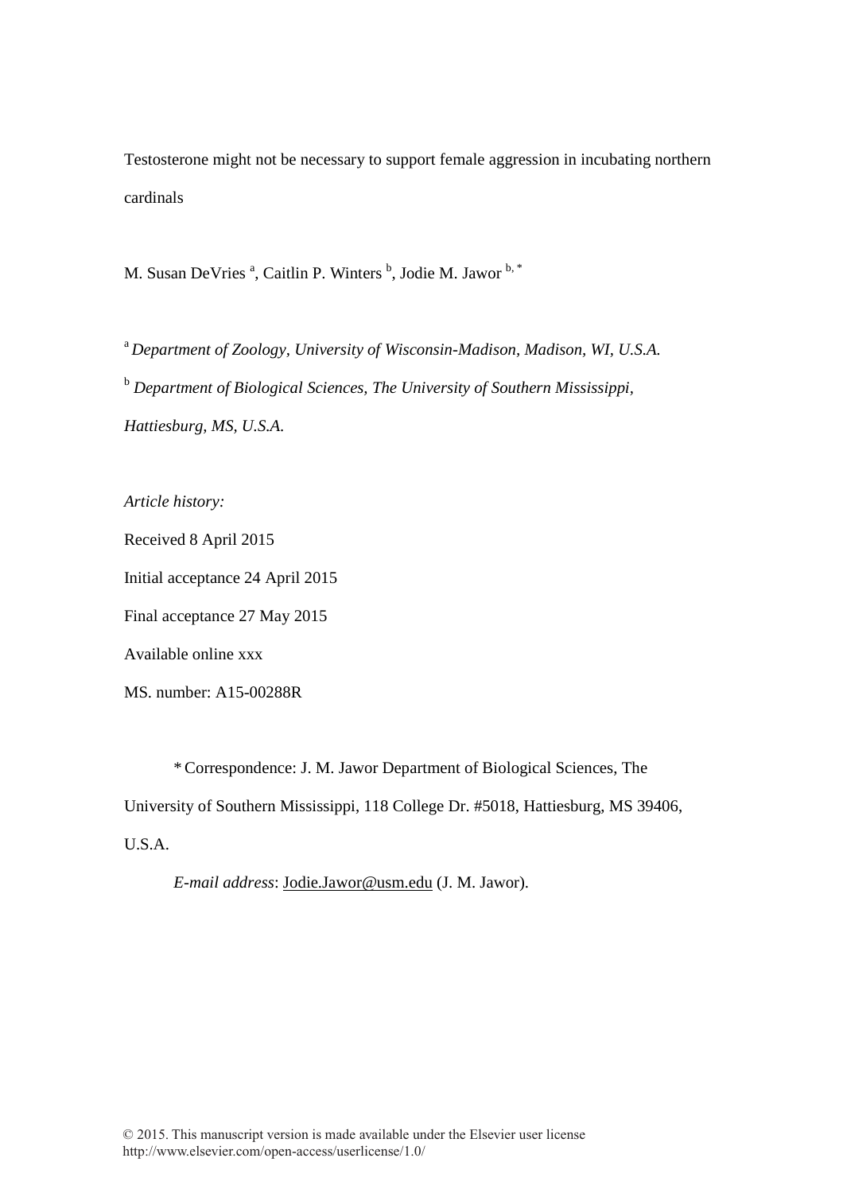# Testosterone might not be necessary to support female aggression in incubating northern cardinals

M. Susan DeVries [a], Caitlin P. Winters [b], Jodie M. Jawor [b, *]

[a] *Department of Zoology, University of Wisconsin-Madison, Madison, WI, U.S.A.*

[b] *Department of Biological Sciences, The University of Southern Mississippi, Hattiesburg, MS, U.S.A.*

*Article history:*

Received 8 April 2015

Initial acceptance 24 April 2015

Final acceptance 27 May 2015

Available online xxx

MS. number: A15-00288R

\* Correspondence: J. M. Jawor Department of Biological Sciences, The University of Southern Mississippi, 118 College Dr. #5018, Hattiesburg, MS 39406, U.S.A.

*E-mail address*: Jodie.Jawor@usm.edu (J. M. Jawor).

© 2015. This manuscript version is made available under the Elsevier user license http://www.elsevier.com/open-access/userlicense/1.0/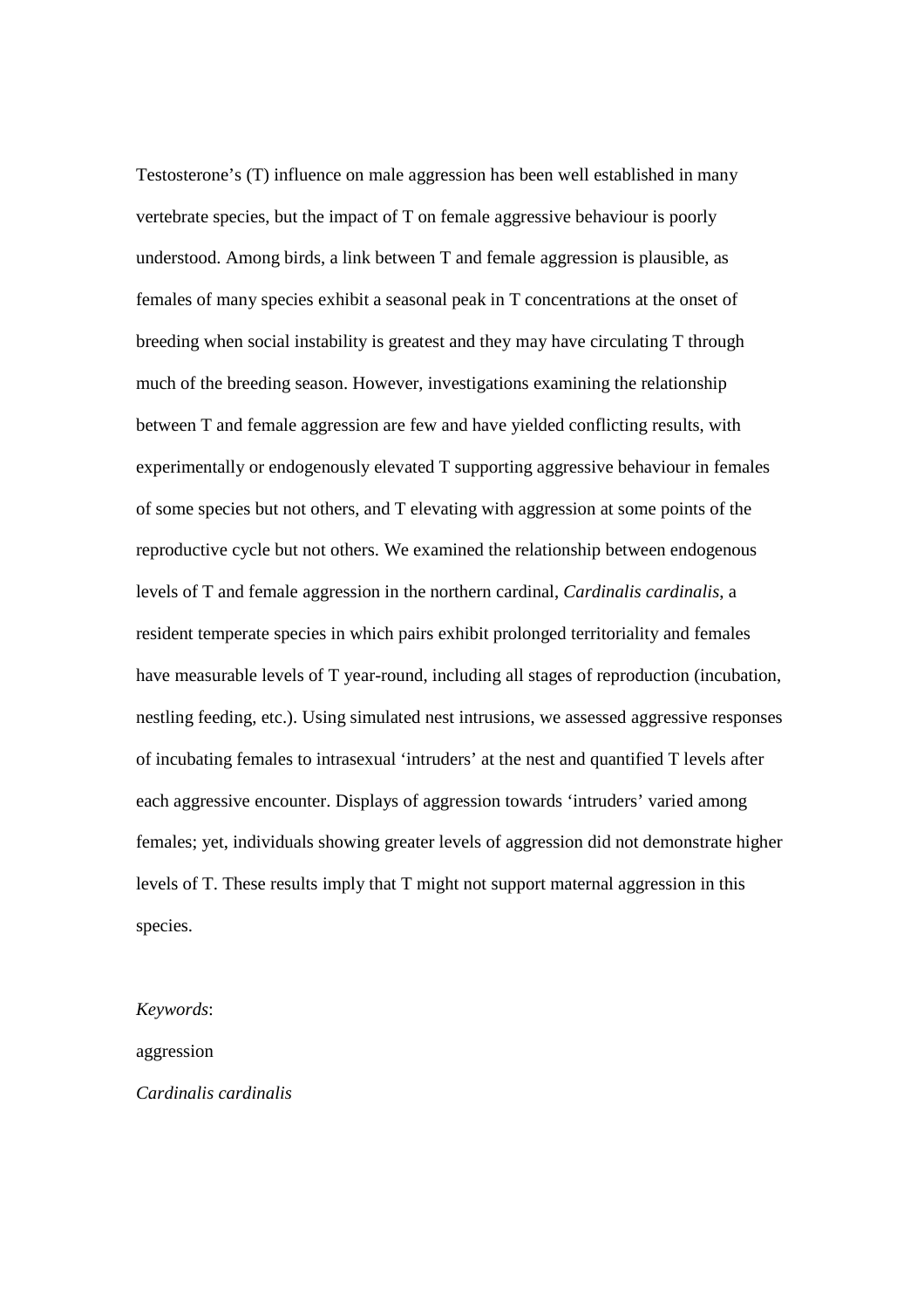Testosterone's (T) influence on male aggression has been well established in many vertebrate species, but the impact of T on female aggressive behaviour is poorly understood. Among birds, a link between T and female aggression is plausible, as females of many species exhibit a seasonal peak in T concentrations at the onset of breeding when social instability is greatest and they may have circulating T through much of the breeding season. However, investigations examining the relationship between T and female aggression are few and have yielded conflicting results, with experimentally or endogenously elevated T supporting aggressive behaviour in females of some species but not others, and T elevating with aggression at some points of the reproductive cycle but not others. We examined the relationship between endogenous levels of T and female aggression in the northern cardinal, *Cardinalis cardinalis*, a resident temperate species in which pairs exhibit prolonged territoriality and females have measurable levels of T year-round, including all stages of reproduction (incubation, nestling feeding, etc.). Using simulated nest intrusions, we assessed aggressive responses of incubating females to intrasexual 'intruders' at the nest and quantified T levels after each aggressive encounter. Displays of aggression towards 'intruders' varied among females; yet, individuals showing greater levels of aggression did not demonstrate higher levels of T. These results imply that T might not support maternal aggression in this species.

*Keywords*:

aggression

*Cardinalis cardinalis*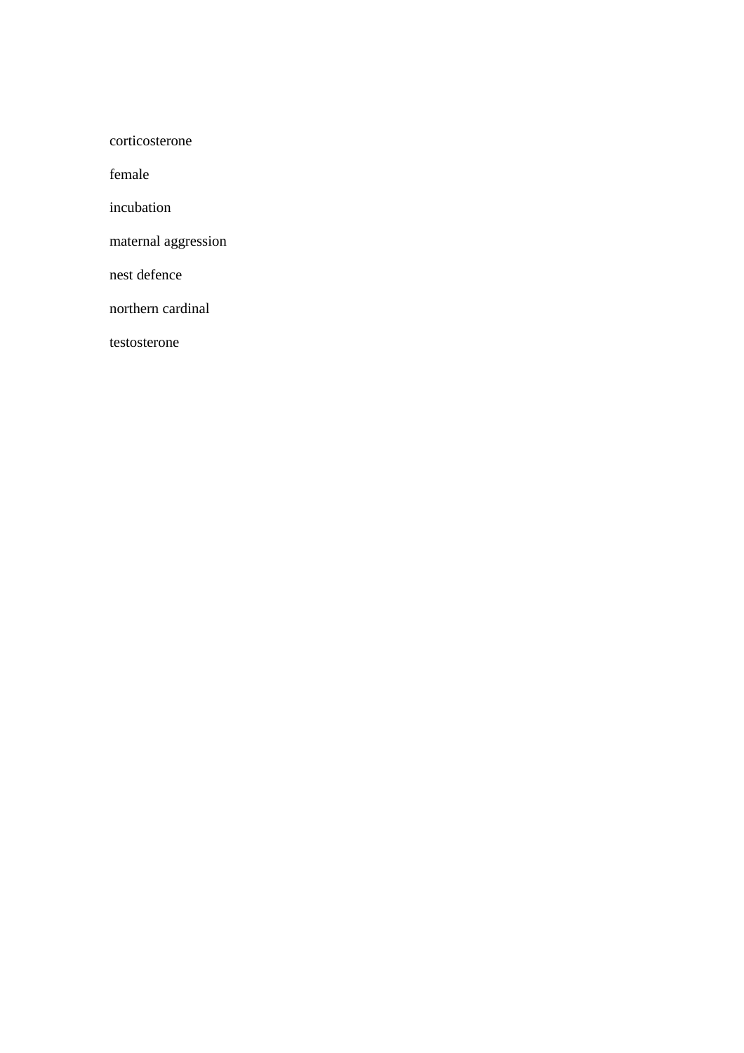corticosterone

female

incubation

maternal aggression

nest defence

northern cardinal

testosterone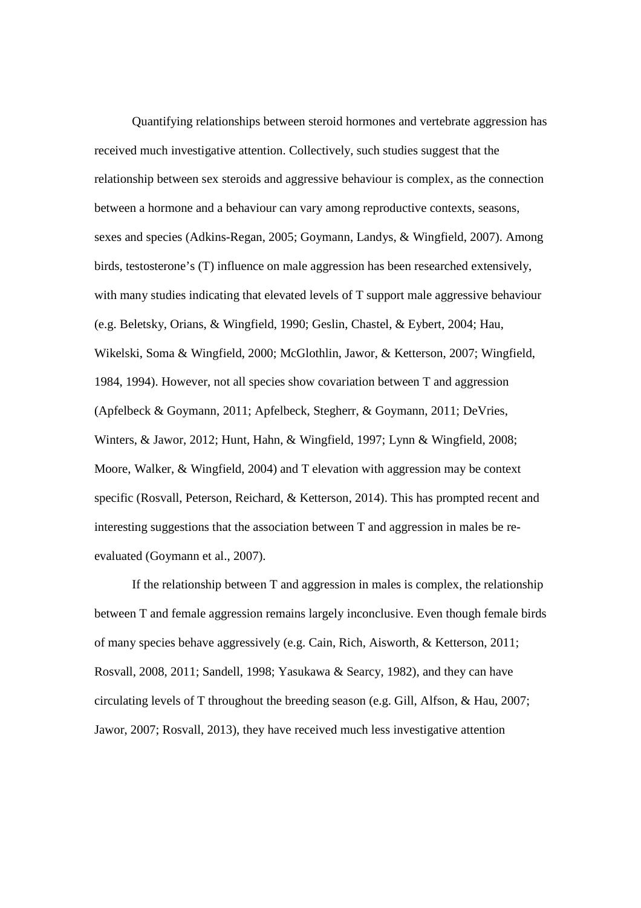Quantifying relationships between steroid hormones and vertebrate aggression has received much investigative attention. Collectively, such studies suggest that the relationship between sex steroids and aggressive behaviour is complex, as the connection between a hormone and a behaviour can vary among reproductive contexts, seasons, sexes and species (Adkins-Regan, 2005; Goymann, Landys, & Wingfield, 2007). Among birds, testosterone's (T) influence on male aggression has been researched extensively, with many studies indicating that elevated levels of T support male aggressive behaviour (e.g. Beletsky, Orians, & Wingfield, 1990; Geslin, Chastel, & Eybert, 2004; Hau, Wikelski, Soma & Wingfield, 2000; McGlothlin, Jawor, & Ketterson, 2007; Wingfield, 1984, 1994). However, not all species show covariation between T and aggression (Apfelbeck & Goymann, 2011; Apfelbeck, Stegherr, & Goymann, 2011; DeVries, Winters, & Jawor, 2012; Hunt, Hahn, & Wingfield, 1997; Lynn & Wingfield, 2008; Moore, Walker, & Wingfield, 2004) and T elevation with aggression may be context specific (Rosvall, Peterson, Reichard, & Ketterson, 2014). This has prompted recent and interesting suggestions that the association between T and aggression in males be re-evaluated (Goymann et al., 2007).

If the relationship between T and aggression in males is complex, the relationship between T and female aggression remains largely inconclusive. Even though female birds of many species behave aggressively (e.g. Cain, Rich, Aisworth, & Ketterson, 2011; Rosvall, 2008, 2011; Sandell, 1998; Yasukawa & Searcy, 1982), and they can have circulating levels of T throughout the breeding season (e.g. Gill, Alfson, & Hau, 2007; Jawor, 2007; Rosvall, 2013), they have received much less investigative attention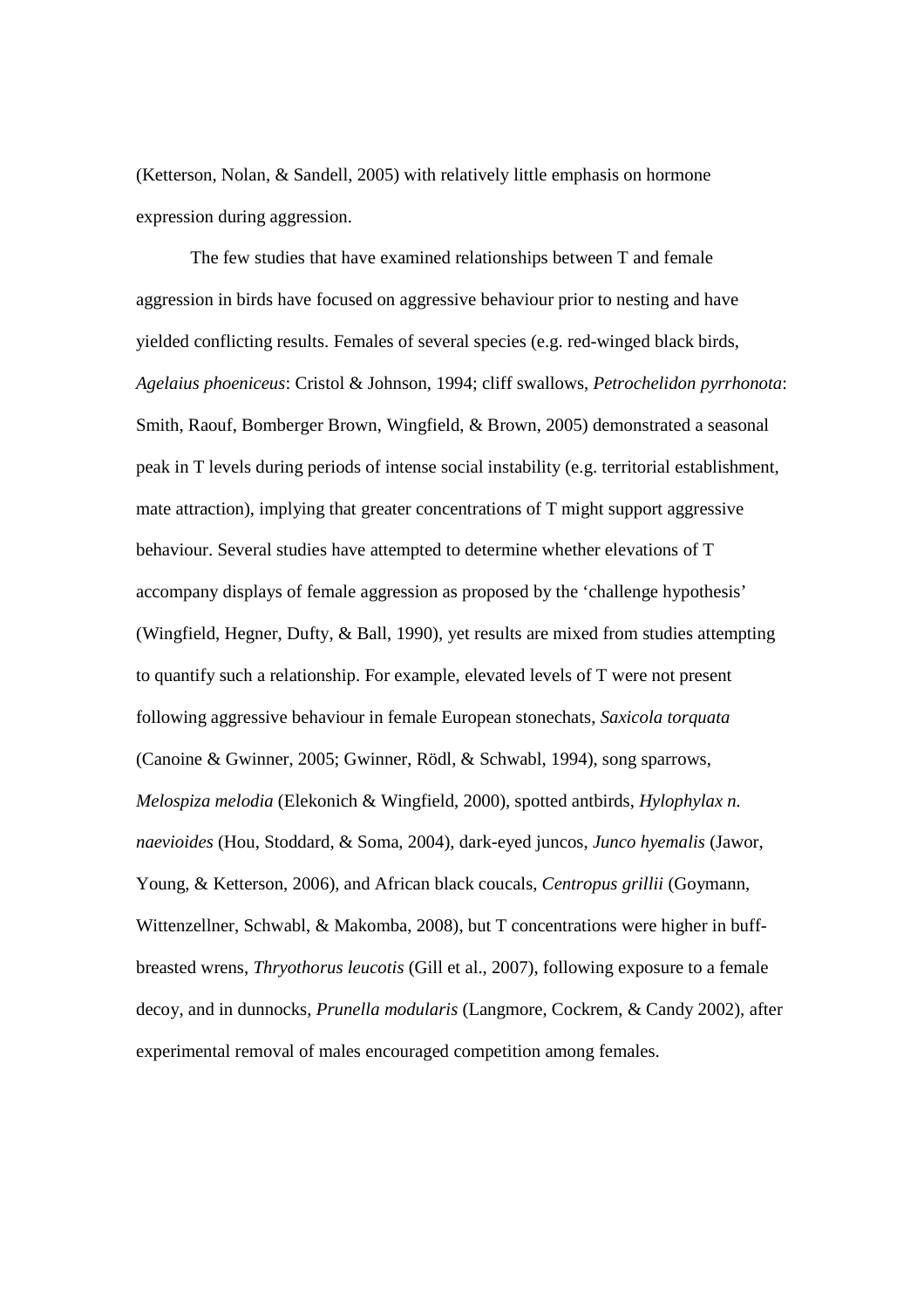(Ketterson, Nolan, & Sandell, 2005) with relatively little emphasis on hormone expression during aggression.

The few studies that have examined relationships between T and female aggression in birds have focused on aggressive behaviour prior to nesting and have yielded conflicting results. Females of several species (e.g. red-winged black birds, *Agelaius phoeniceus*: Cristol & Johnson, 1994; cliff swallows, *Petrochelidon pyrrhonota*: Smith, Raouf, Bomberger Brown, Wingfield, & Brown, 2005) demonstrated a seasonal peak in T levels during periods of intense social instability (e.g. territorial establishment, mate attraction), implying that greater concentrations of T might support aggressive behaviour. Several studies have attempted to determine whether elevations of T accompany displays of female aggression as proposed by the 'challenge hypothesis' (Wingfield, Hegner, Dufty, & Ball, 1990), yet results are mixed from studies attempting to quantify such a relationship. For example, elevated levels of T were not present following aggressive behaviour in female European stonechats, *Saxicola torquata* (Canoine & Gwinner, 2005; Gwinner, Rödl, & Schwabl, 1994), song sparrows, *Melospiza melodia* (Elekonich & Wingfield, 2000), spotted antbirds, *Hylophylax n. naevioides* (Hou, Stoddard, & Soma, 2004), dark-eyed juncos, *Junco hyemalis* (Jawor, Young, & Ketterson, 2006), and African black coucals, *Centropus grillii* (Goymann, Wittenzellner, Schwabl, & Makomba, 2008), but T concentrations were higher in buff-breasted wrens, *Thryothorus leucotis* (Gill et al., 2007), following exposure to a female decoy, and in dunnocks, *Prunella modularis* (Langmore, Cockrem, & Candy 2002), after experimental removal of males encouraged competition among females.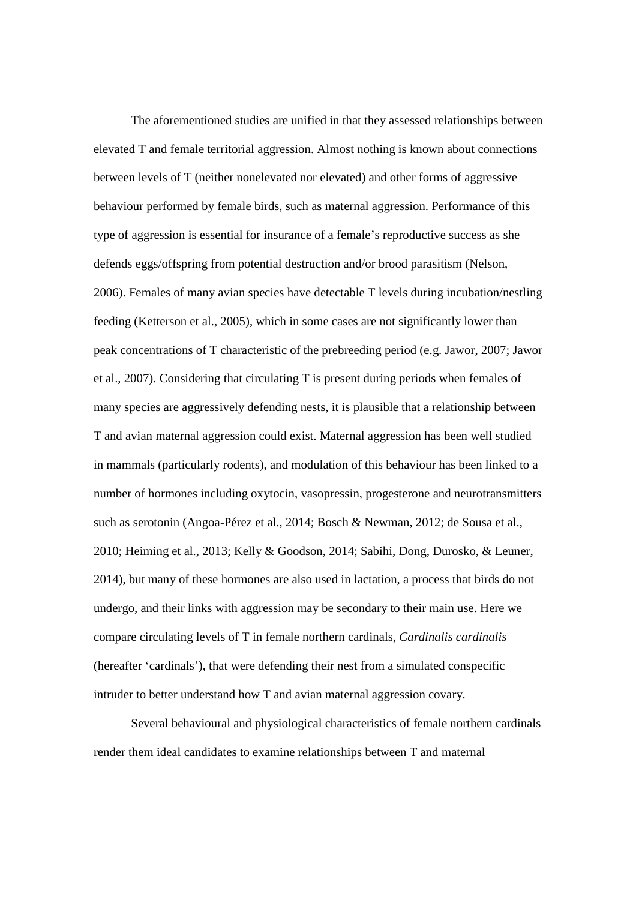The aforementioned studies are unified in that they assessed relationships between elevated T and female territorial aggression. Almost nothing is known about connections between levels of T (neither nonelevated nor elevated) and other forms of aggressive behaviour performed by female birds, such as maternal aggression. Performance of this type of aggression is essential for insurance of a female's reproductive success as she defends eggs/offspring from potential destruction and/or brood parasitism (Nelson, 2006). Females of many avian species have detectable T levels during incubation/nestling feeding (Ketterson et al., 2005), which in some cases are not significantly lower than peak concentrations of T characteristic of the prebreeding period (e.g. Jawor, 2007; Jawor et al., 2007). Considering that circulating T is present during periods when females of many species are aggressively defending nests, it is plausible that a relationship between T and avian maternal aggression could exist. Maternal aggression has been well studied in mammals (particularly rodents), and modulation of this behaviour has been linked to a number of hormones including oxytocin, vasopressin, progesterone and neurotransmitters such as serotonin (Angoa-Pérez et al., 2014; Bosch & Newman, 2012; de Sousa et al., 2010; Heiming et al., 2013; Kelly & Goodson, 2014; Sabihi, Dong, Durosko, & Leuner, 2014), but many of these hormones are also used in lactation, a process that birds do not undergo, and their links with aggression may be secondary to their main use. Here we compare circulating levels of T in female northern cardinals, *Cardinalis cardinalis* (hereafter 'cardinals'), that were defending their nest from a simulated conspecific intruder to better understand how T and avian maternal aggression covary.

Several behavioural and physiological characteristics of female northern cardinals render them ideal candidates to examine relationships between T and maternal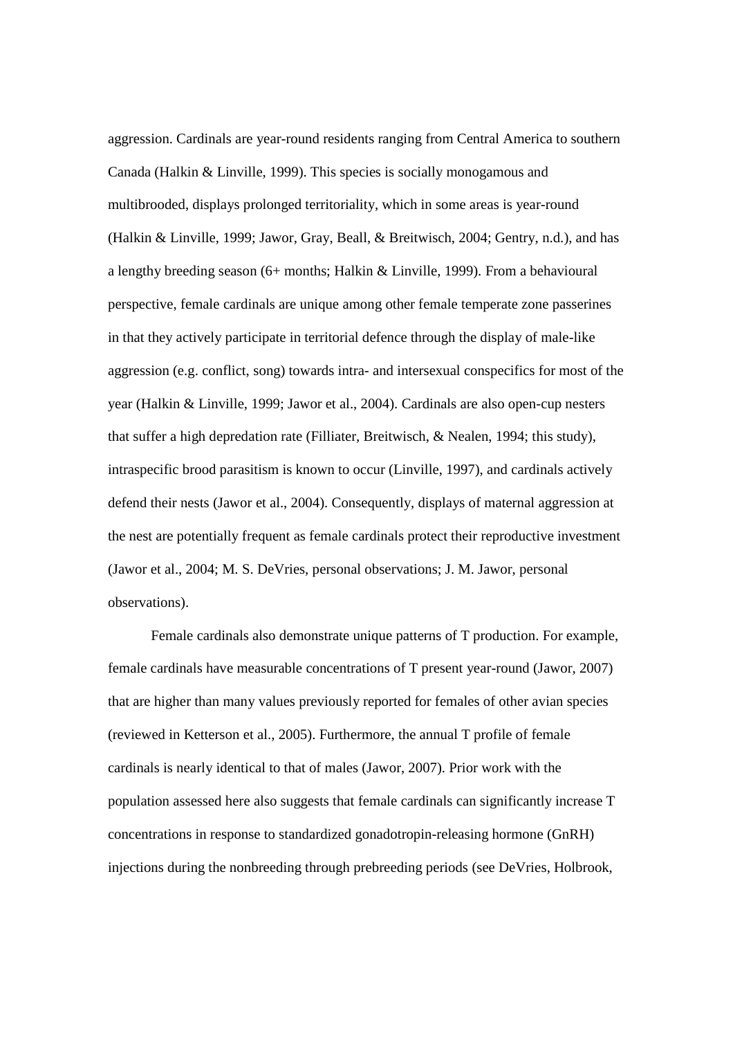aggression. Cardinals are year-round residents ranging from Central America to southern Canada (Halkin & Linville, 1999). This species is socially monogamous and multibrooded, displays prolonged territoriality, which in some areas is year-round (Halkin & Linville, 1999; Jawor, Gray, Beall, & Breitwisch, 2004; Gentry, n.d.), and has a lengthy breeding season (6+ months; Halkin & Linville, 1999). From a behavioural perspective, female cardinals are unique among other female temperate zone passerines in that they actively participate in territorial defence through the display of male-like aggression (e.g. conflict, song) towards intra- and intersexual conspecifics for most of the year (Halkin & Linville, 1999; Jawor et al., 2004). Cardinals are also open-cup nesters that suffer a high depredation rate (Filliater, Breitwisch, & Nealen, 1994; this study), intraspecific brood parasitism is known to occur (Linville, 1997), and cardinals actively defend their nests (Jawor et al., 2004). Consequently, displays of maternal aggression at the nest are potentially frequent as female cardinals protect their reproductive investment (Jawor et al., 2004; M. S. DeVries, personal observations; J. M. Jawor, personal observations).

Female cardinals also demonstrate unique patterns of T production. For example, female cardinals have measurable concentrations of T present year-round (Jawor, 2007) that are higher than many values previously reported for females of other avian species (reviewed in Ketterson et al., 2005). Furthermore, the annual T profile of female cardinals is nearly identical to that of males (Jawor, 2007). Prior work with the population assessed here also suggests that female cardinals can significantly increase T concentrations in response to standardized gonadotropin-releasing hormone (GnRH) injections during the nonbreeding through prebreeding periods (see DeVries, Holbrook,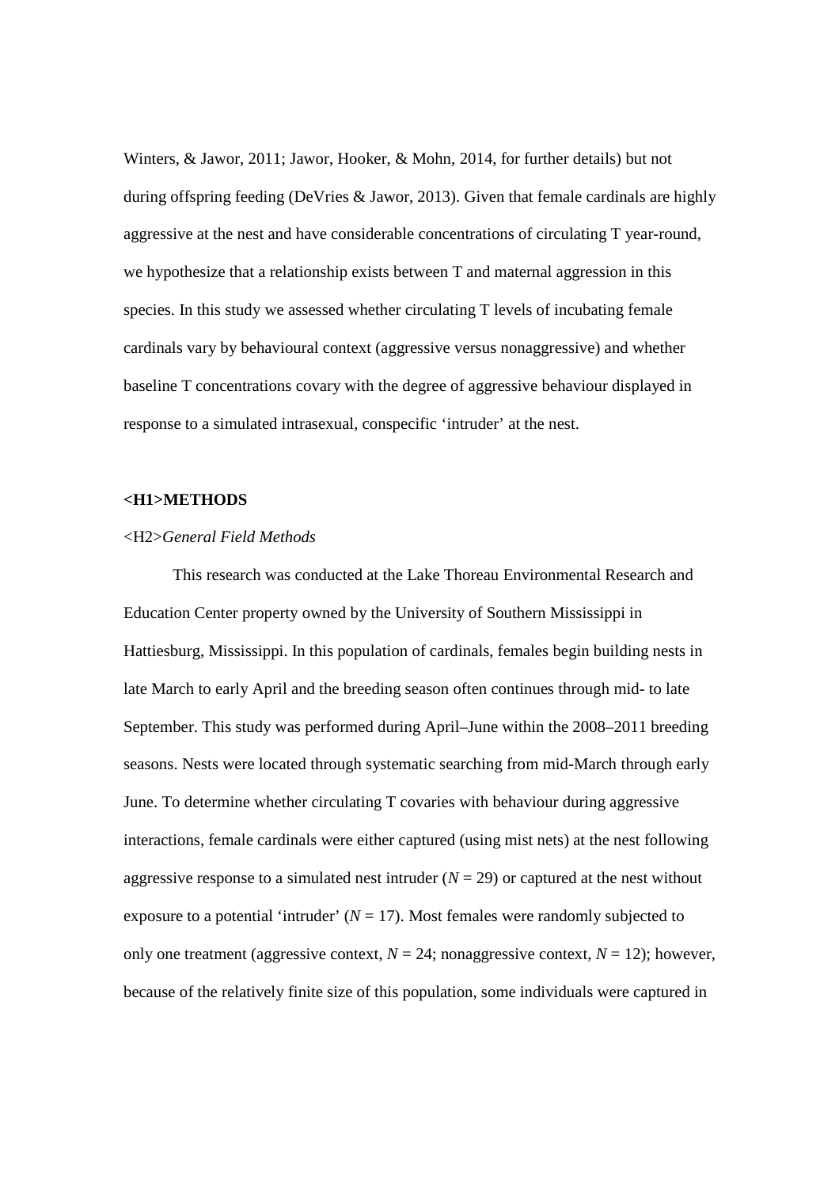Winters, & Jawor, 2011; Jawor, Hooker, & Mohn, 2014, for further details) but not during offspring feeding (DeVries & Jawor, 2013). Given that female cardinals are highly aggressive at the nest and have considerable concentrations of circulating T year-round, we hypothesize that a relationship exists between T and maternal aggression in this species. In this study we assessed whether circulating T levels of incubating female cardinals vary by behavioural context (aggressive versus nonaggressive) and whether baseline T concentrations covary with the degree of aggressive behaviour displayed in response to a simulated intrasexual, conspecific 'intruder' at the nest.

# <H1>METHODS

## <H2>*General Field Methods*

This research was conducted at the Lake Thoreau Environmental Research and Education Center property owned by the University of Southern Mississippi in Hattiesburg, Mississippi. In this population of cardinals, females begin building nests in late March to early April and the breeding season often continues through mid- to late September. This study was performed during April–June within the 2008–2011 breeding seasons. Nests were located through systematic searching from mid-March through early June. To determine whether circulating T covaries with behaviour during aggressive interactions, female cardinals were either captured (using mist nets) at the nest following aggressive response to a simulated nest intruder ($N = 29$) or captured at the nest without exposure to a potential 'intruder' ($N = 17$). Most females were randomly subjected to only one treatment (aggressive context, $N = 24$; nonaggressive context, $N = 12$); however, because of the relatively finite size of this population, some individuals were captured in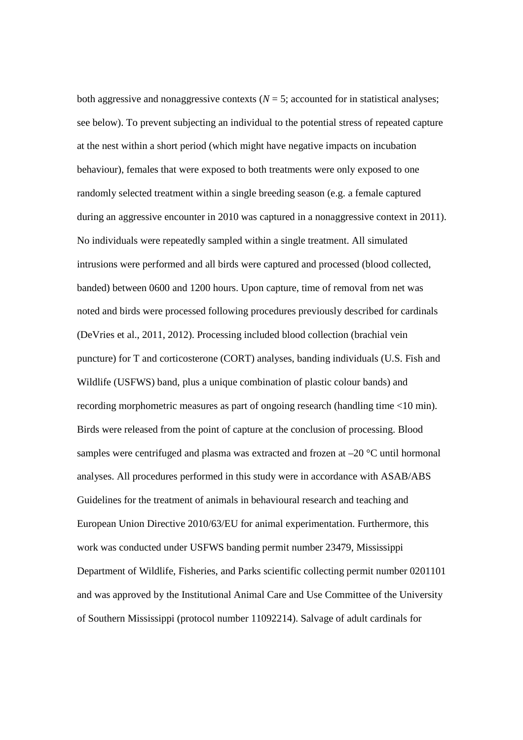both aggressive and nonaggressive contexts ($N = 5$; accounted for in statistical analyses; see below). To prevent subjecting an individual to the potential stress of repeated capture at the nest within a short period (which might have negative impacts on incubation behaviour), females that were exposed to both treatments were only exposed to one randomly selected treatment within a single breeding season (e.g. a female captured during an aggressive encounter in 2010 was captured in a nonaggressive context in 2011). No individuals were repeatedly sampled within a single treatment. All simulated intrusions were performed and all birds were captured and processed (blood collected, banded) between 0600 and 1200 hours. Upon capture, time of removal from net was noted and birds were processed following procedures previously described for cardinals (DeVries et al., 2011, 2012). Processing included blood collection (brachial vein puncture) for T and corticosterone (CORT) analyses, banding individuals (U.S. Fish and Wildlife (USFWS) band, plus a unique combination of plastic colour bands) and recording morphometric measures as part of ongoing research (handling time <10 min). Birds were released from the point of capture at the conclusion of processing. Blood samples were centrifuged and plasma was extracted and frozen at –20 °C until hormonal analyses. All procedures performed in this study were in accordance with ASAB/ABS Guidelines for the treatment of animals in behavioural research and teaching and European Union Directive 2010/63/EU for animal experimentation. Furthermore, this work was conducted under USFWS banding permit number 23479, Mississippi Department of Wildlife, Fisheries, and Parks scientific collecting permit number 0201101 and was approved by the Institutional Animal Care and Use Committee of the University of Southern Mississippi (protocol number 11092214). Salvage of adult cardinals for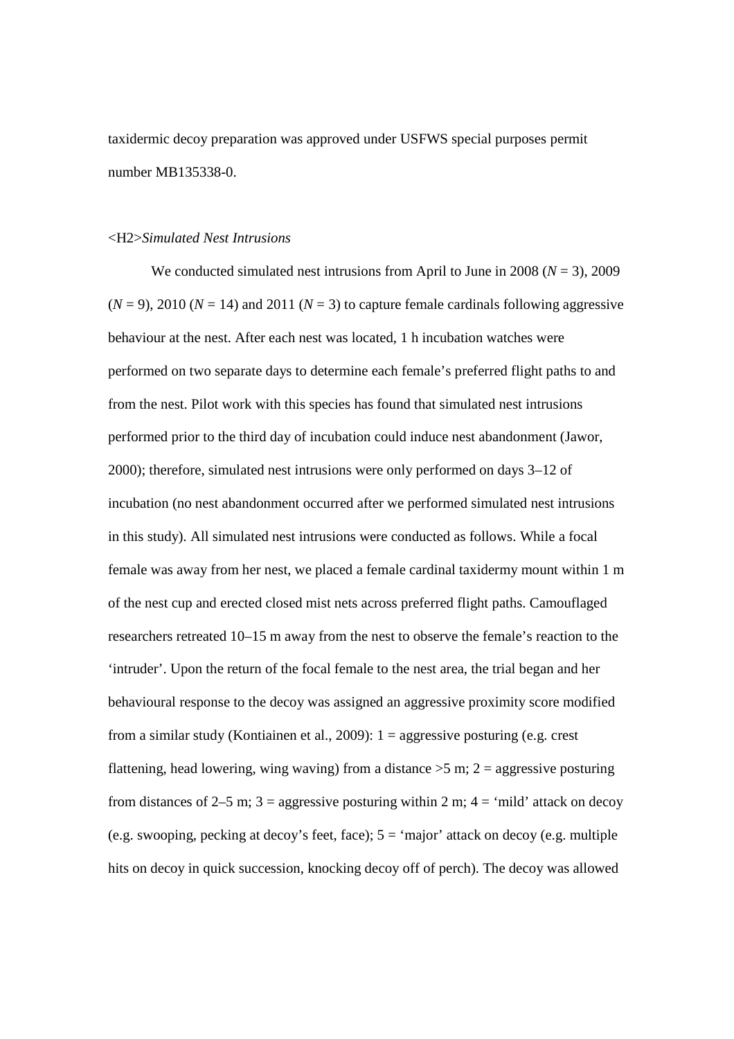taxidermic decoy preparation was approved under USFWS special purposes permit number MB135338-0.

<H2>*Simulated Nest Intrusions*

We conducted simulated nest intrusions from April to June in 2008 ($N$ = 3), 2009 ($N$ = 9), 2010 ($N$ = 14) and 2011 ($N$ = 3) to capture female cardinals following aggressive behaviour at the nest. After each nest was located, 1 h incubation watches were performed on two separate days to determine each female's preferred flight paths to and from the nest. Pilot work with this species has found that simulated nest intrusions performed prior to the third day of incubation could induce nest abandonment (Jawor, 2000); therefore, simulated nest intrusions were only performed on days 3–12 of incubation (no nest abandonment occurred after we performed simulated nest intrusions in this study). All simulated nest intrusions were conducted as follows. While a focal female was away from her nest, we placed a female cardinal taxidermy mount within 1 m of the nest cup and erected closed mist nets across preferred flight paths. Camouflaged researchers retreated 10–15 m away from the nest to observe the female's reaction to the 'intruder'. Upon the return of the focal female to the nest area, the trial began and her behavioural response to the decoy was assigned an aggressive proximity score modified from a similar study (Kontiainen et al., 2009): 1 = aggressive posturing (e.g. crest flattening, head lowering, wing waving) from a distance >5 m; 2 = aggressive posturing from distances of 2–5 m; 3 = aggressive posturing within 2 m; 4 = 'mild' attack on decoy (e.g. swooping, pecking at decoy's feet, face); 5 = 'major' attack on decoy (e.g. multiple hits on decoy in quick succession, knocking decoy off of perch). The decoy was allowed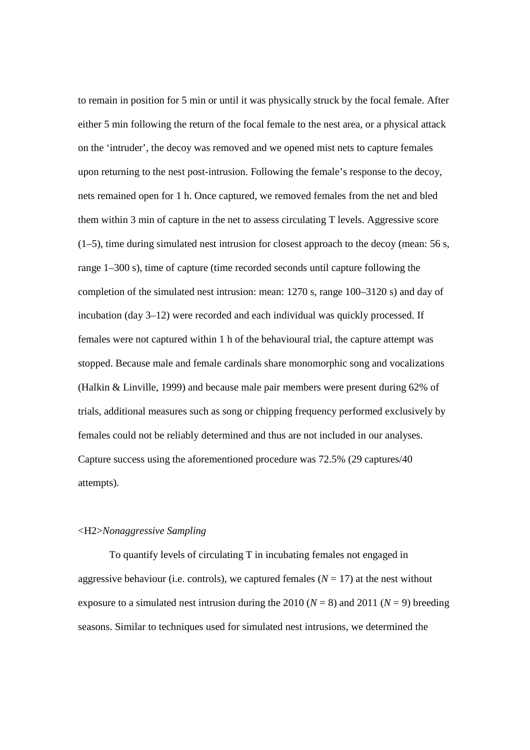to remain in position for 5 min or until it was physically struck by the focal female. After either 5 min following the return of the focal female to the nest area, or a physical attack on the 'intruder', the decoy was removed and we opened mist nets to capture females upon returning to the nest post-intrusion. Following the female's response to the decoy, nets remained open for 1 h. Once captured, we removed females from the net and bled them within 3 min of capture in the net to assess circulating T levels. Aggressive score (1–5), time during simulated nest intrusion for closest approach to the decoy (mean: 56 s, range 1–300 s), time of capture (time recorded seconds until capture following the completion of the simulated nest intrusion: mean: 1270 s, range 100–3120 s) and day of incubation (day 3–12) were recorded and each individual was quickly processed. If females were not captured within 1 h of the behavioural trial, the capture attempt was stopped. Because male and female cardinals share monomorphic song and vocalizations (Halkin & Linville, 1999) and because male pair members were present during 62% of trials, additional measures such as song or chipping frequency performed exclusively by females could not be reliably determined and thus are not included in our analyses. Capture success using the aforementioned procedure was 72.5% (29 captures/40 attempts).

## *Nonaggressive Sampling*

To quantify levels of circulating T in incubating females not engaged in aggressive behaviour (i.e. controls), we captured females ($N = 17$) at the nest without exposure to a simulated nest intrusion during the 2010 ($N = 8$) and 2011 ($N = 9$) breeding seasons. Similar to techniques used for simulated nest intrusions, we determined the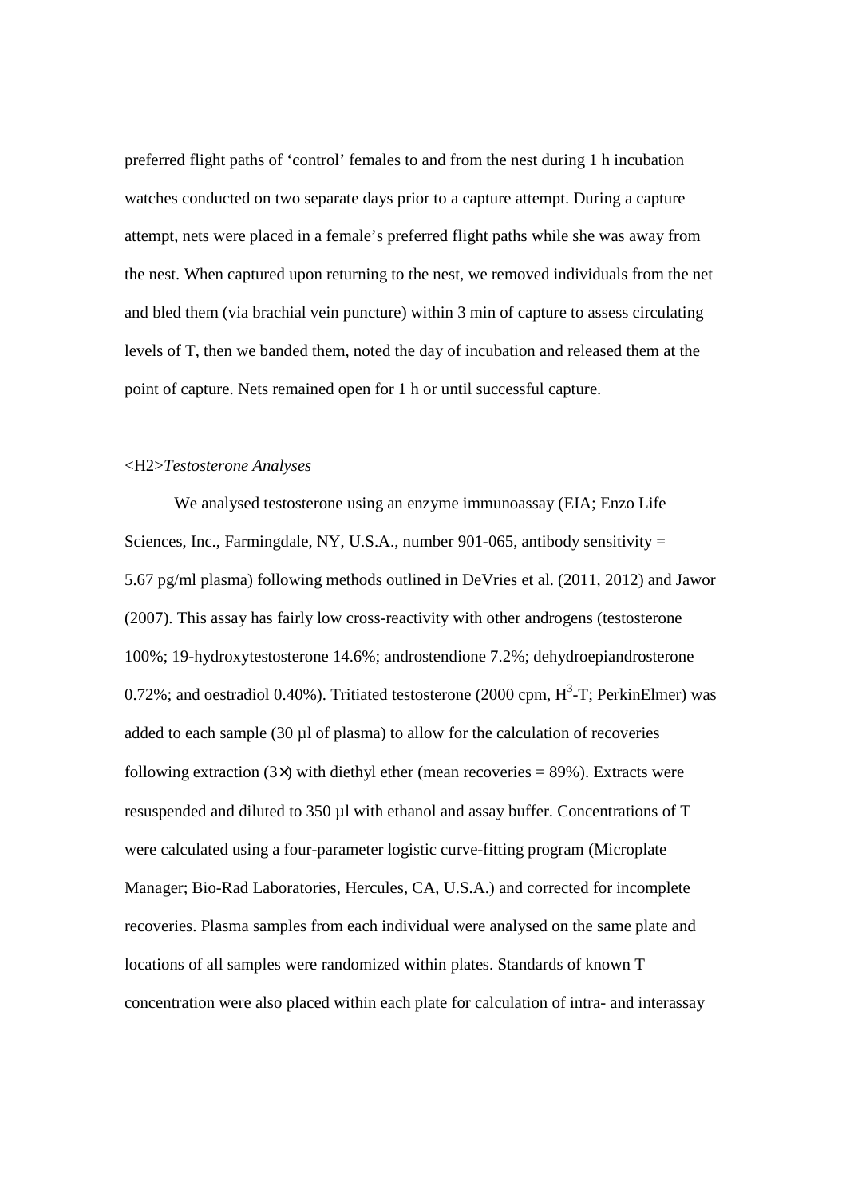preferred flight paths of 'control' females to and from the nest during 1 h incubation watches conducted on two separate days prior to a capture attempt. During a capture attempt, nets were placed in a female's preferred flight paths while she was away from the nest. When captured upon returning to the nest, we removed individuals from the net and bled them (via brachial vein puncture) within 3 min of capture to assess circulating levels of T, then we banded them, noted the day of incubation and released them at the point of capture. Nets remained open for 1 h or until successful capture.

<H2>*Testosterone Analyses*

We analysed testosterone using an enzyme immunoassay (EIA; Enzo Life Sciences, Inc., Farmingdale, NY, U.S.A., number 901-065, antibody sensitivity = 5.67 pg/ml plasma) following methods outlined in DeVries et al. (2011, 2012) and Jawor (2007). This assay has fairly low cross-reactivity with other androgens (testosterone 100%; 19-hydroxytestosterone 14.6%; androstendione 7.2%; dehydroepiandrosterone 0.72%; and oestradiol 0.40%). Tritiated testosterone (2000 cpm, $H^3$-T; PerkinElmer) was added to each sample (30 µl of plasma) to allow for the calculation of recoveries following extraction (3×) with diethyl ether (mean recoveries = 89%). Extracts were resuspended and diluted to 350 µl with ethanol and assay buffer. Concentrations of T were calculated using a four-parameter logistic curve-fitting program (Microplate Manager; Bio-Rad Laboratories, Hercules, CA, U.S.A.) and corrected for incomplete recoveries. Plasma samples from each individual were analysed on the same plate and locations of all samples were randomized within plates. Standards of known T concentration were also placed within each plate for calculation of intra- and interassay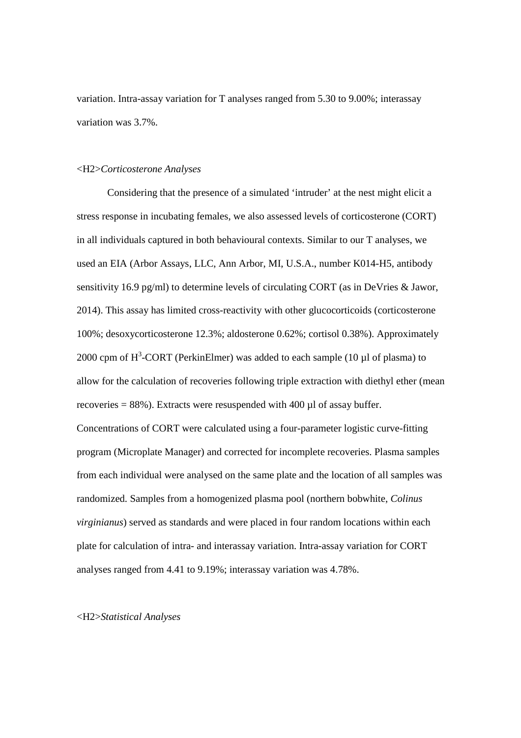variation. Intra-assay variation for T analyses ranged from 5.30 to 9.00%; interassay variation was 3.7%.

<H2>*Corticosterone Analyses*

Considering that the presence of a simulated 'intruder' at the nest might elicit a stress response in incubating females, we also assessed levels of corticosterone (CORT) in all individuals captured in both behavioural contexts. Similar to our T analyses, we used an EIA (Arbor Assays, LLC, Ann Arbor, MI, U.S.A., number K014-H5, antibody sensitivity 16.9 pg/ml) to determine levels of circulating CORT (as in DeVries & Jawor, 2014). This assay has limited cross-reactivity with other glucocorticoids (corticosterone 100%; desoxycorticosterone 12.3%; aldosterone 0.62%; cortisol 0.38%). Approximately 2000 cpm of $H^3$-CORT (PerkinElmer) was added to each sample (10 µl of plasma) to allow for the calculation of recoveries following triple extraction with diethyl ether (mean recoveries = 88%). Extracts were resuspended with 400 µl of assay buffer. Concentrations of CORT were calculated using a four-parameter logistic curve-fitting program (Microplate Manager) and corrected for incomplete recoveries. Plasma samples from each individual were analysed on the same plate and the location of all samples was randomized. Samples from a homogenized plasma pool (northern bobwhite, *Colinus virginianus*) served as standards and were placed in four random locations within each plate for calculation of intra- and interassay variation. Intra-assay variation for CORT analyses ranged from 4.41 to 9.19%; interassay variation was 4.78%.

<H2>*Statistical Analyses*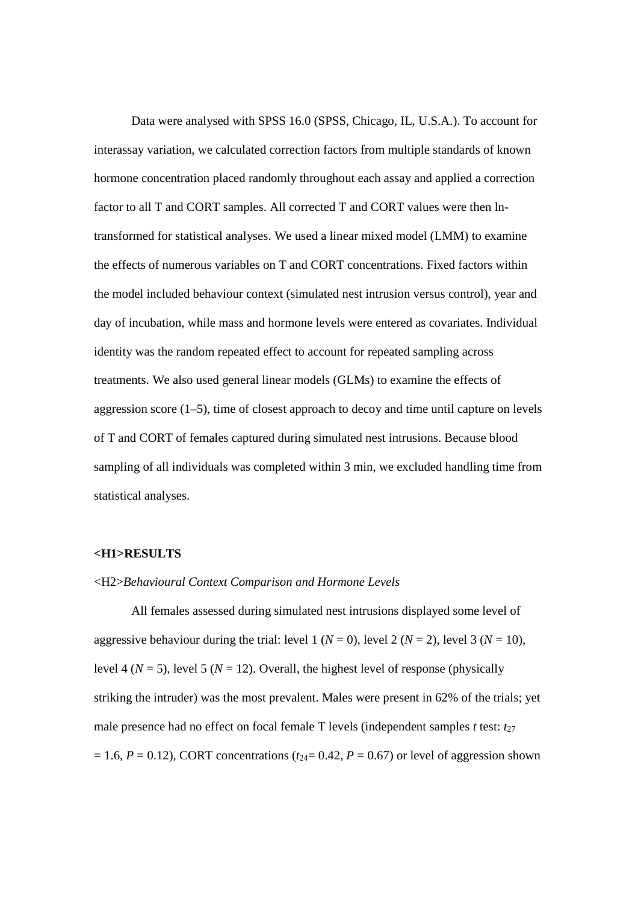Data were analysed with SPSS 16.0 (SPSS, Chicago, IL, U.S.A.). To account for interassay variation, we calculated correction factors from multiple standards of known hormone concentration placed randomly throughout each assay and applied a correction factor to all T and CORT samples. All corrected T and CORT values were then ln-transformed for statistical analyses. We used a linear mixed model (LMM) to examine the effects of numerous variables on T and CORT concentrations. Fixed factors within the model included behaviour context (simulated nest intrusion versus control), year and day of incubation, while mass and hormone levels were entered as covariates. Individual identity was the random repeated effect to account for repeated sampling across treatments. We also used general linear models (GLMs) to examine the effects of aggression score (1–5), time of closest approach to decoy and time until capture on levels of T and CORT of females captured during simulated nest intrusions. Because blood sampling of all individuals was completed within 3 min, we excluded handling time from statistical analyses.

# <H1>RESULTS

## <H2>*Behavioural Context Comparison and Hormone Levels*

All females assessed during simulated nest intrusions displayed some level of aggressive behaviour during the trial: level 1 ($N = 0$), level 2 ($N = 2$), level 3 ($N = 10$), level 4 ($N = 5$), level 5 ($N = 12$). Overall, the highest level of response (physically striking the intruder) was the most prevalent. Males were present in 62% of the trials; yet male presence had no effect on focal female T levels (independent samples *t* test: $t_{27} = 1.6$, $P = 0.12$), CORT concentrations ($t_{24} = 0.42$, $P = 0.67$) or level of aggression shown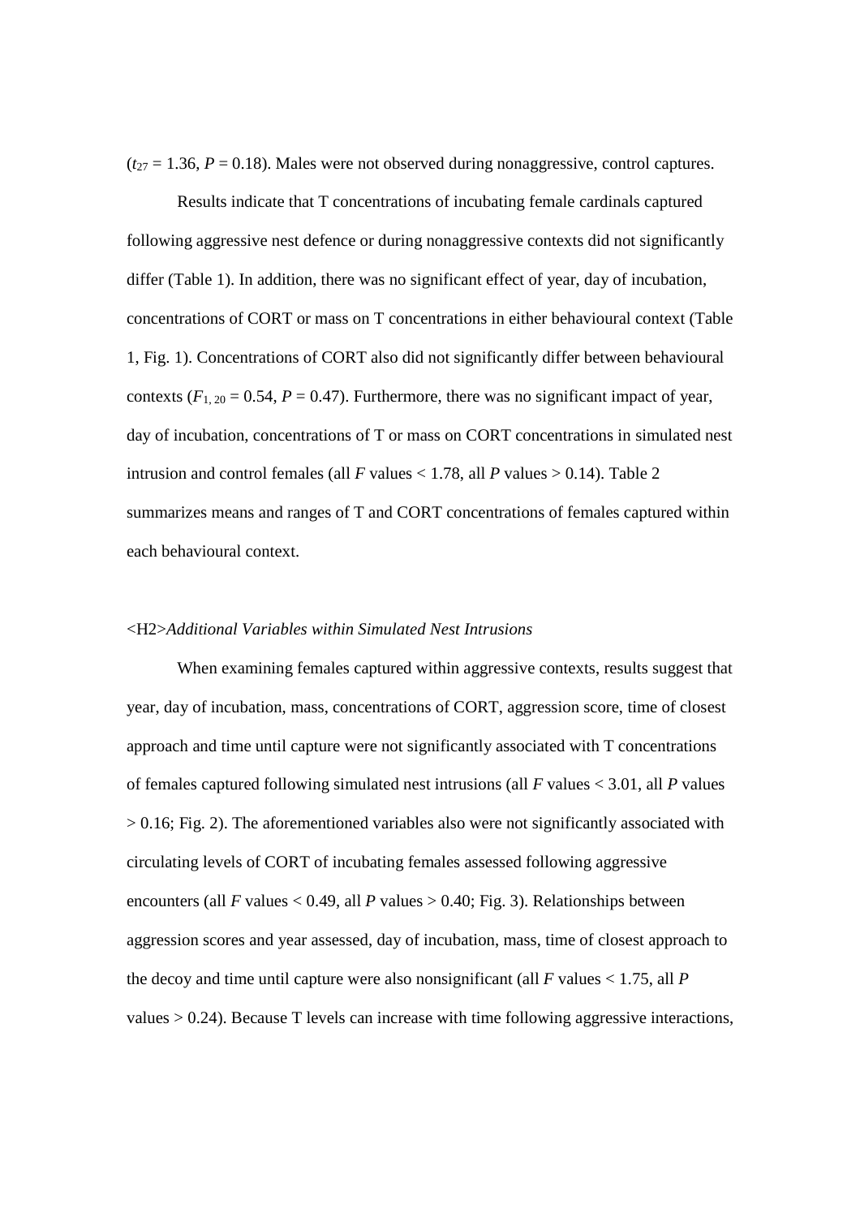($t_{27} = 1.36$, $P = 0.18$). Males were not observed during nonaggressive, control captures.

Results indicate that T concentrations of incubating female cardinals captured following aggressive nest defence or during nonaggressive contexts did not significantly differ (Table 1). In addition, there was no significant effect of year, day of incubation, concentrations of CORT or mass on T concentrations in either behavioural context (Table 1, Fig. 1). Concentrations of CORT also did not significantly differ between behavioural contexts ($F_{1, 20} = 0.54$, $P = 0.47$). Furthermore, there was no significant impact of year, day of incubation, concentrations of T or mass on CORT concentrations in simulated nest intrusion and control females (all $F$ values < 1.78, all $P$ values > 0.14). Table 2 summarizes means and ranges of T and CORT concentrations of females captured within each behavioural context.

## *Additional Variables within Simulated Nest Intrusions*

When examining females captured within aggressive contexts, results suggest that year, day of incubation, mass, concentrations of CORT, aggression score, time of closest approach and time until capture were not significantly associated with T concentrations of females captured following simulated nest intrusions (all $F$ values < 3.01, all $P$ values > 0.16; Fig. 2). The aforementioned variables also were not significantly associated with circulating levels of CORT of incubating females assessed following aggressive encounters (all $F$ values < 0.49, all $P$ values > 0.40; Fig. 3). Relationships between aggression scores and year assessed, day of incubation, mass, time of closest approach to the decoy and time until capture were also nonsignificant (all $F$ values < 1.75, all $P$ values > 0.24). Because T levels can increase with time following aggressive interactions,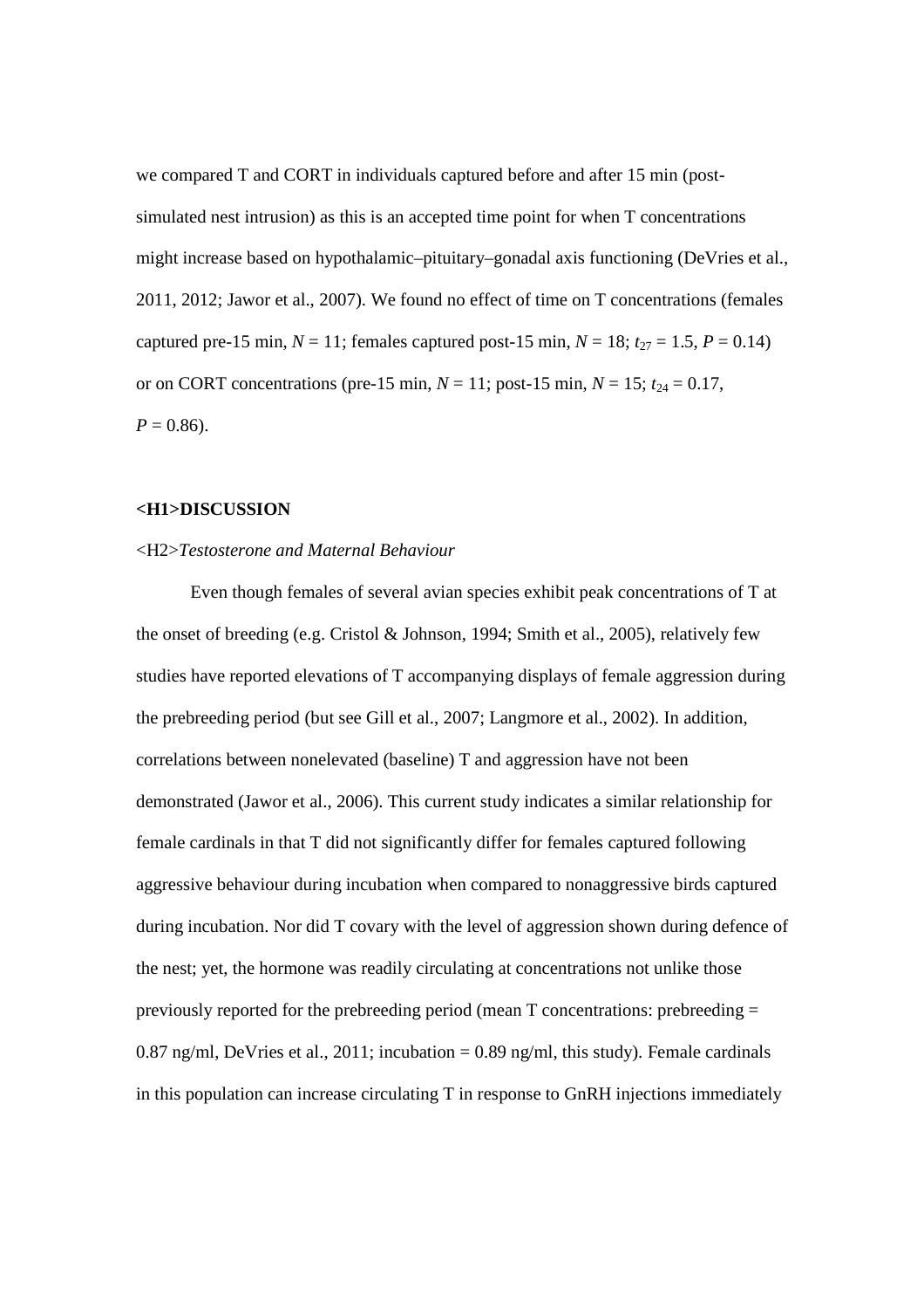we compared T and CORT in individuals captured before and after 15 min (post-simulated nest intrusion) as this is an accepted time point for when T concentrations might increase based on hypothalamic–pituitary–gonadal axis functioning (DeVries et al., 2011, 2012; Jawor et al., 2007). We found no effect of time on T concentrations (females captured pre-15 min, $N = 11$; females captured post-15 min, $N = 18$; $t_{27} = 1.5$, $P = 0.14$) or on CORT concentrations (pre-15 min, $N = 11$; post-15 min, $N = 15$; $t_{24} = 0.17$, $P = 0.86$).

# <H1>DISCUSSION

## <H2>*Testosterone and Maternal Behaviour*

Even though females of several avian species exhibit peak concentrations of T at the onset of breeding (e.g. Cristol & Johnson, 1994; Smith et al., 2005), relatively few studies have reported elevations of T accompanying displays of female aggression during the prebreeding period (but see Gill et al., 2007; Langmore et al., 2002). In addition, correlations between nonelevated (baseline) T and aggression have not been demonstrated (Jawor et al., 2006). This current study indicates a similar relationship for female cardinals in that T did not significantly differ for females captured following aggressive behaviour during incubation when compared to nonaggressive birds captured during incubation. Nor did T covary with the level of aggression shown during defence of the nest; yet, the hormone was readily circulating at concentrations not unlike those previously reported for the prebreeding period (mean T concentrations: prebreeding = 0.87 ng/ml, DeVries et al., 2011; incubation = 0.89 ng/ml, this study). Female cardinals in this population can increase circulating T in response to GnRH injections immediately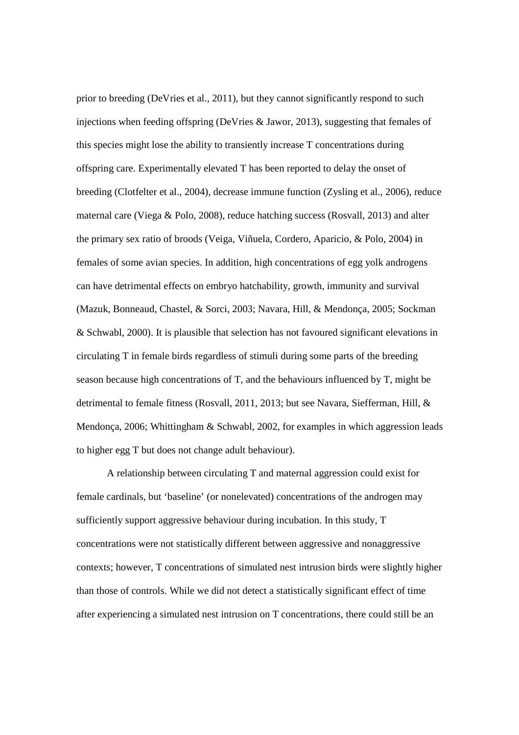prior to breeding (DeVries et al., 2011), but they cannot significantly respond to such injections when feeding offspring (DeVries & Jawor, 2013), suggesting that females of this species might lose the ability to transiently increase T concentrations during offspring care. Experimentally elevated T has been reported to delay the onset of breeding (Clotfelter et al., 2004), decrease immune function (Zysling et al., 2006), reduce maternal care (Viega & Polo, 2008), reduce hatching success (Rosvall, 2013) and alter the primary sex ratio of broods (Veiga, Viñuela, Cordero, Aparicio, & Polo, 2004) in females of some avian species. In addition, high concentrations of egg yolk androgens can have detrimental effects on embryo hatchability, growth, immunity and survival (Mazuk, Bonneaud, Chastel, & Sorci, 2003; Navara, Hill, & Mendonça, 2005; Sockman & Schwabl, 2000). It is plausible that selection has not favoured significant elevations in circulating T in female birds regardless of stimuli during some parts of the breeding season because high concentrations of T, and the behaviours influenced by T, might be detrimental to female fitness (Rosvall, 2011, 2013; but see Navara, Siefferman, Hill, & Mendonça, 2006; Whittingham & Schwabl, 2002, for examples in which aggression leads to higher egg T but does not change adult behaviour).

A relationship between circulating T and maternal aggression could exist for female cardinals, but 'baseline' (or nonelevated) concentrations of the androgen may sufficiently support aggressive behaviour during incubation. In this study, T concentrations were not statistically different between aggressive and nonaggressive contexts; however, T concentrations of simulated nest intrusion birds were slightly higher than those of controls. While we did not detect a statistically significant effect of time after experiencing a simulated nest intrusion on T concentrations, there could still be an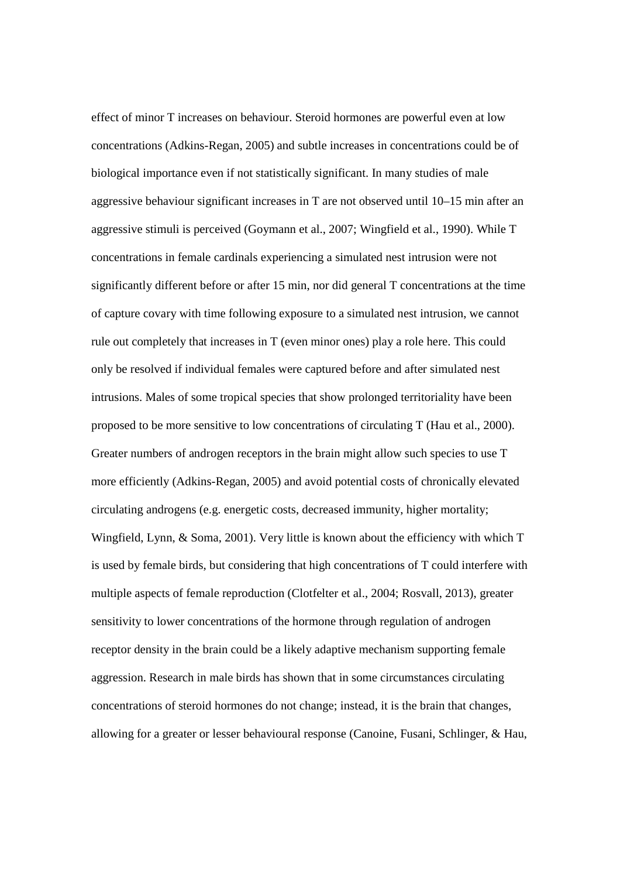effect of minor T increases on behaviour. Steroid hormones are powerful even at low concentrations (Adkins-Regan, 2005) and subtle increases in concentrations could be of biological importance even if not statistically significant. In many studies of male aggressive behaviour significant increases in T are not observed until 10–15 min after an aggressive stimuli is perceived (Goymann et al., 2007; Wingfield et al., 1990). While T concentrations in female cardinals experiencing a simulated nest intrusion were not significantly different before or after 15 min, nor did general T concentrations at the time of capture covary with time following exposure to a simulated nest intrusion, we cannot rule out completely that increases in T (even minor ones) play a role here. This could only be resolved if individual females were captured before and after simulated nest intrusions. Males of some tropical species that show prolonged territoriality have been proposed to be more sensitive to low concentrations of circulating T (Hau et al., 2000). Greater numbers of androgen receptors in the brain might allow such species to use T more efficiently (Adkins-Regan, 2005) and avoid potential costs of chronically elevated circulating androgens (e.g. energetic costs, decreased immunity, higher mortality; Wingfield, Lynn, & Soma, 2001). Very little is known about the efficiency with which T is used by female birds, but considering that high concentrations of T could interfere with multiple aspects of female reproduction (Clotfelter et al., 2004; Rosvall, 2013), greater sensitivity to lower concentrations of the hormone through regulation of androgen receptor density in the brain could be a likely adaptive mechanism supporting female aggression. Research in male birds has shown that in some circumstances circulating concentrations of steroid hormones do not change; instead, it is the brain that changes, allowing for a greater or lesser behavioural response (Canoine, Fusani, Schlinger, & Hau,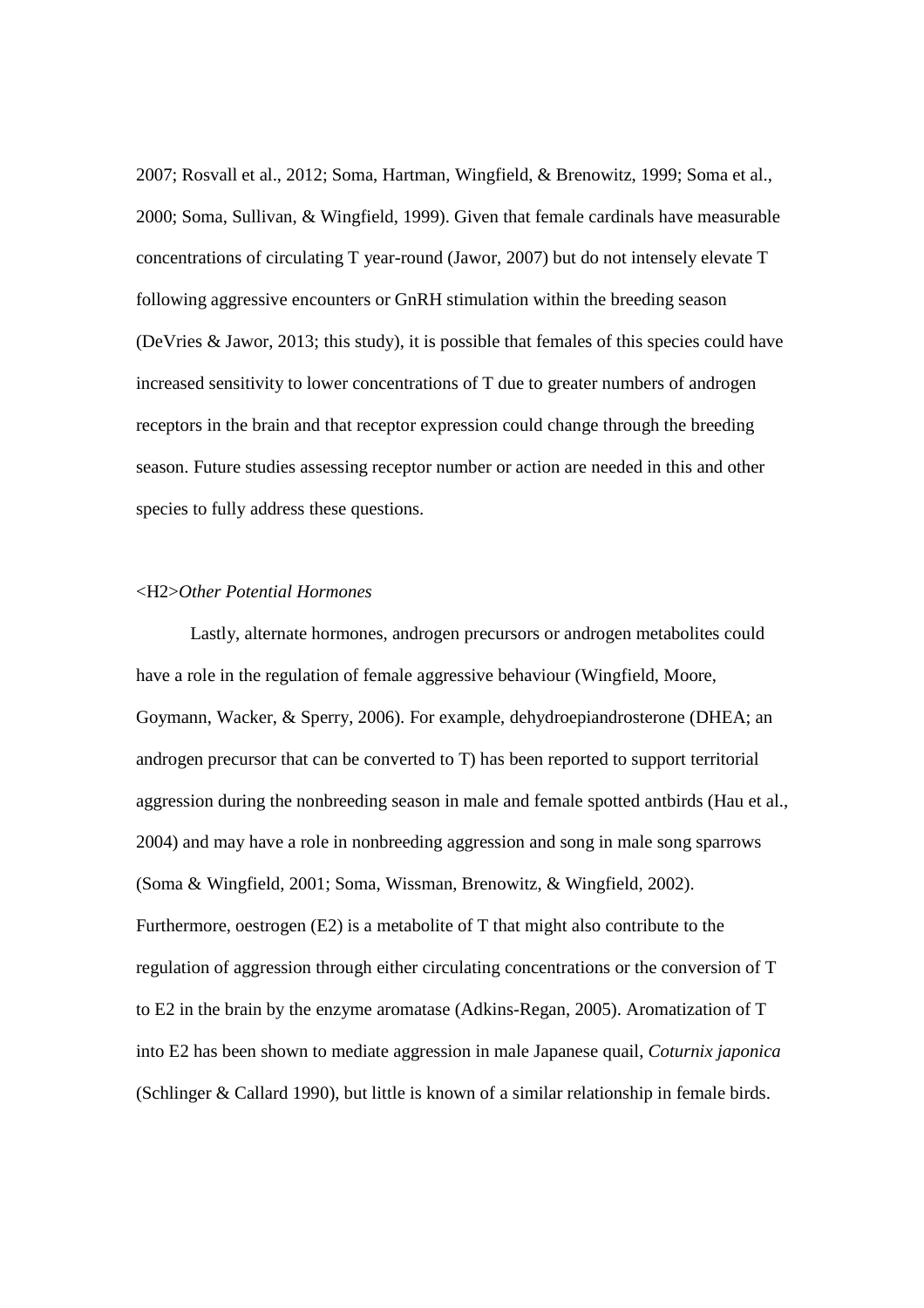2007; Rosvall et al., 2012; Soma, Hartman, Wingfield, & Brenowitz, 1999; Soma et al., 2000; Soma, Sullivan, & Wingfield, 1999). Given that female cardinals have measurable concentrations of circulating T year-round (Jawor, 2007) but do not intensely elevate T following aggressive encounters or GnRH stimulation within the breeding season (DeVries & Jawor, 2013; this study), it is possible that females of this species could have increased sensitivity to lower concentrations of T due to greater numbers of androgen receptors in the brain and that receptor expression could change through the breeding season. Future studies assessing receptor number or action are needed in this and other species to fully address these questions.

## Other Potential Hormones

Lastly, alternate hormones, androgen precursors or androgen metabolites could have a role in the regulation of female aggressive behaviour (Wingfield, Moore, Goymann, Wacker, & Sperry, 2006). For example, dehydroepiandrosterone (DHEA; an androgen precursor that can be converted to T) has been reported to support territorial aggression during the nonbreeding season in male and female spotted antbirds (Hau et al., 2004) and may have a role in nonbreeding aggression and song in male song sparrows (Soma & Wingfield, 2001; Soma, Wissman, Brenowitz, & Wingfield, 2002). Furthermore, oestrogen (E2) is a metabolite of T that might also contribute to the regulation of aggression through either circulating concentrations or the conversion of T to E2 in the brain by the enzyme aromatase (Adkins-Regan, 2005). Aromatization of T into E2 has been shown to mediate aggression in male Japanese quail, *Coturnix japonica* (Schlinger & Callard 1990), but little is known of a similar relationship in female birds.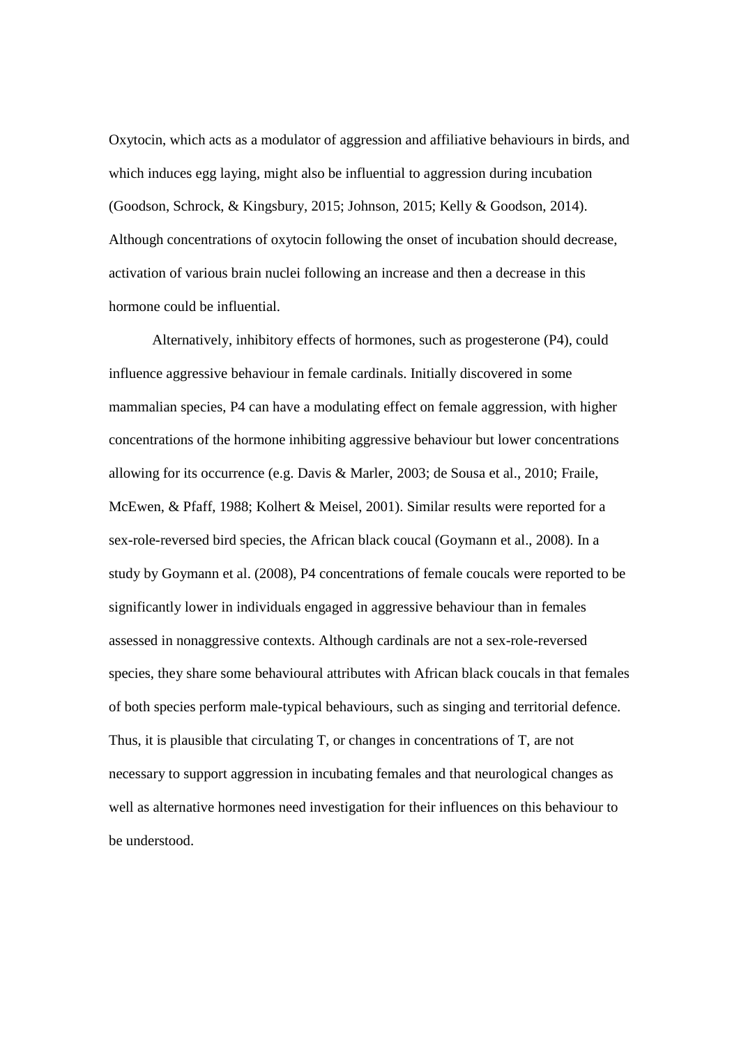Oxytocin, which acts as a modulator of aggression and affiliative behaviours in birds, and which induces egg laying, might also be influential to aggression during incubation (Goodson, Schrock, & Kingsbury, 2015; Johnson, 2015; Kelly & Goodson, 2014). Although concentrations of oxytocin following the onset of incubation should decrease, activation of various brain nuclei following an increase and then a decrease in this hormone could be influential.

Alternatively, inhibitory effects of hormones, such as progesterone (P4), could influence aggressive behaviour in female cardinals. Initially discovered in some mammalian species, P4 can have a modulating effect on female aggression, with higher concentrations of the hormone inhibiting aggressive behaviour but lower concentrations allowing for its occurrence (e.g. Davis & Marler, 2003; de Sousa et al., 2010; Fraile, McEwen, & Pfaff, 1988; Kolhert & Meisel, 2001). Similar results were reported for a sex-role-reversed bird species, the African black coucal (Goymann et al., 2008). In a study by Goymann et al. (2008), P4 concentrations of female coucals were reported to be significantly lower in individuals engaged in aggressive behaviour than in females assessed in nonaggressive contexts. Although cardinals are not a sex-role-reversed species, they share some behavioural attributes with African black coucals in that females of both species perform male-typical behaviours, such as singing and territorial defence. Thus, it is plausible that circulating T, or changes in concentrations of T, are not necessary to support aggression in incubating females and that neurological changes as well as alternative hormones need investigation for their influences on this behaviour to be understood.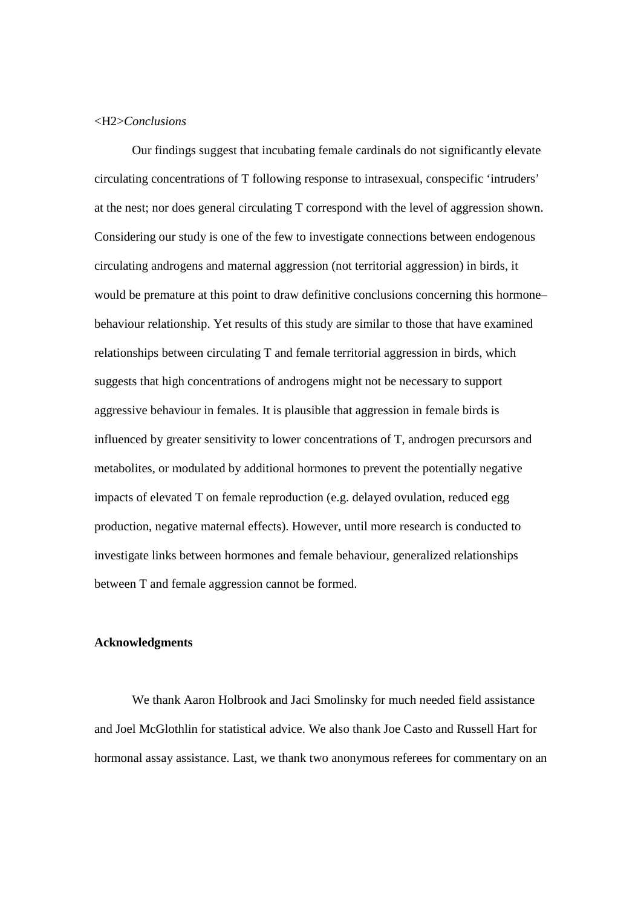<H2>*Conclusions*

Our findings suggest that incubating female cardinals do not significantly elevate circulating concentrations of T following response to intrasexual, conspecific 'intruders' at the nest; nor does general circulating T correspond with the level of aggression shown. Considering our study is one of the few to investigate connections between endogenous circulating androgens and maternal aggression (not territorial aggression) in birds, it would be premature at this point to draw definitive conclusions concerning this hormone–behaviour relationship. Yet results of this study are similar to those that have examined relationships between circulating T and female territorial aggression in birds, which suggests that high concentrations of androgens might not be necessary to support aggressive behaviour in females. It is plausible that aggression in female birds is influenced by greater sensitivity to lower concentrations of T, androgen precursors and metabolites, or modulated by additional hormones to prevent the potentially negative impacts of elevated T on female reproduction (e.g. delayed ovulation, reduced egg production, negative maternal effects). However, until more research is conducted to investigate links between hormones and female behaviour, generalized relationships between T and female aggression cannot be formed.

**Acknowledgments**

We thank Aaron Holbrook and Jaci Smolinsky for much needed field assistance and Joel McGlothlin for statistical advice. We also thank Joe Casto and Russell Hart for hormonal assay assistance. Last, we thank two anonymous referees for commentary on an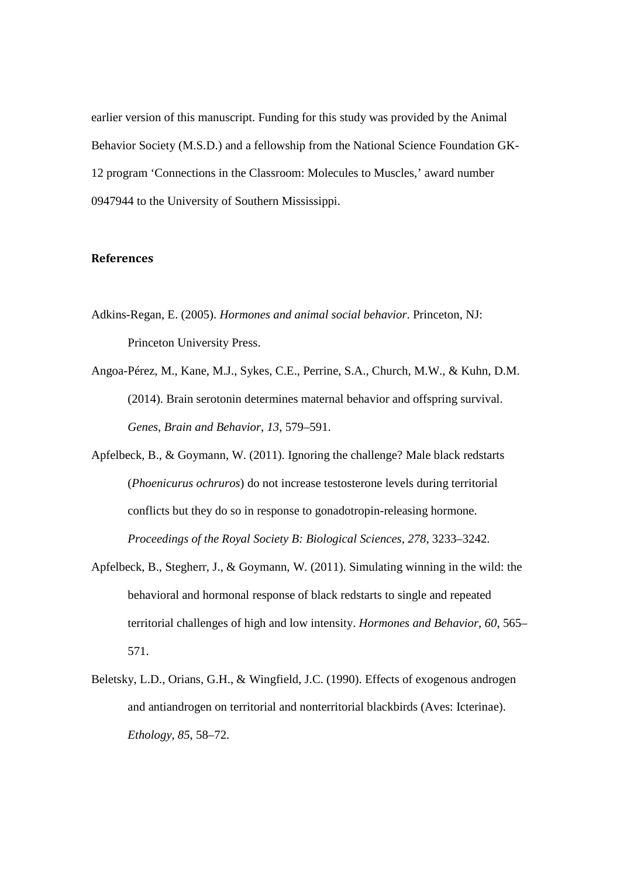earlier version of this manuscript. Funding for this study was provided by the Animal Behavior Society (M.S.D.) and a fellowship from the National Science Foundation GK-12 program 'Connections in the Classroom: Molecules to Muscles,' award number 0947944 to the University of Southern Mississippi.

## References

Adkins-Regan, E. (2005). *Hormones and animal social behavior*. Princeton, NJ: Princeton University Press.

Angoa-Pérez, M., Kane, M.J., Sykes, C.E., Perrine, S.A., Church, M.W., & Kuhn, D.M. (2014). Brain serotonin determines maternal behavior and offspring survival. *Genes, Brain and Behavior*, *13*, 579–591.

Apfelbeck, B., & Goymann, W. (2011). Ignoring the challenge? Male black redstarts (*Phoenicurus ochruros*) do not increase testosterone levels during territorial conflicts but they do so in response to gonadotropin-releasing hormone. *Proceedings of the Royal Society B: Biological Sciences*, *278*, 3233–3242.

Apfelbeck, B., Stegherr, J., & Goymann, W. (2011). Simulating winning in the wild: the behavioral and hormonal response of black redstarts to single and repeated territorial challenges of high and low intensity. *Hormones and Behavior*, *60*, 565–571.

Beletsky, L.D., Orians, G.H., & Wingfield, J.C. (1990). Effects of exogenous androgen and antiandrogen on territorial and nonterritorial blackbirds (Aves: Icterinae). *Ethology*, *85*, 58–72.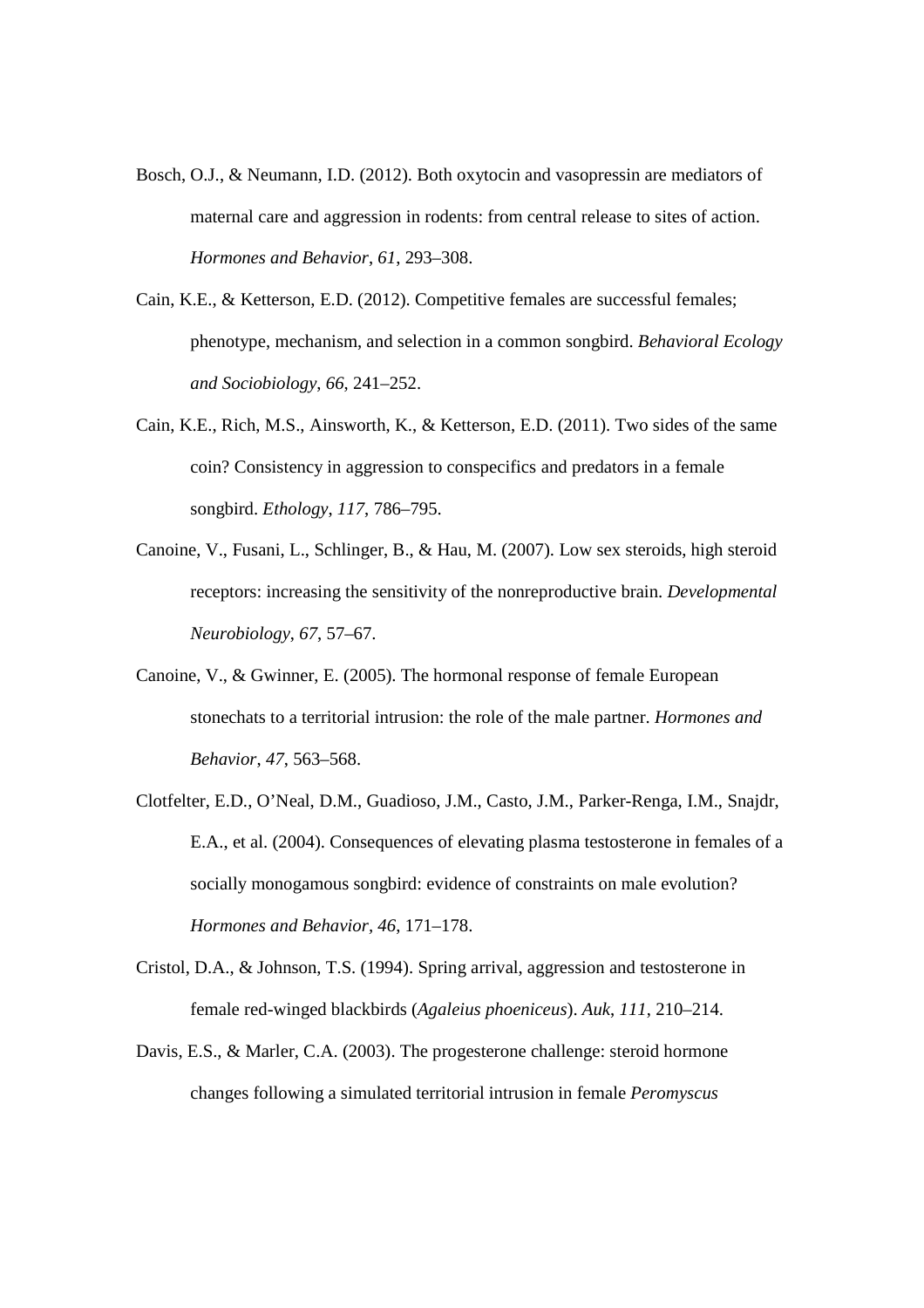Bosch, O.J., & Neumann, I.D. (2012). Both oxytocin and vasopressin are mediators of maternal care and aggression in rodents: from central release to sites of action. *Hormones and Behavior*, *61*, 293–308.

Cain, K.E., & Ketterson, E.D. (2012). Competitive females are successful females; phenotype, mechanism, and selection in a common songbird. *Behavioral Ecology and Sociobiology*, *66*, 241–252.

Cain, K.E., Rich, M.S., Ainsworth, K., & Ketterson, E.D. (2011). Two sides of the same coin? Consistency in aggression to conspecifics and predators in a female songbird. *Ethology*, *117*, 786–795.

Canoine, V., Fusani, L., Schlinger, B., & Hau, M. (2007). Low sex steroids, high steroid receptors: increasing the sensitivity of the nonreproductive brain. *Developmental Neurobiology*, *67*, 57–67.

Canoine, V., & Gwinner, E. (2005). The hormonal response of female European stonechats to a territorial intrusion: the role of the male partner. *Hormones and Behavior*, *47*, 563–568.

Clotfelter, E.D., O'Neal, D.M., Guadioso, J.M., Casto, J.M., Parker-Renga, I.M., Snajdr, E.A., et al. (2004). Consequences of elevating plasma testosterone in females of a socially monogamous songbird: evidence of constraints on male evolution? *Hormones and Behavior*, *46*, 171–178.

Cristol, D.A., & Johnson, T.S. (1994). Spring arrival, aggression and testosterone in female red-winged blackbirds (*Agaleius phoeniceus*). *Auk*, *111*, 210–214.

Davis, E.S., & Marler, C.A. (2003). The progesterone challenge: steroid hormone changes following a simulated territorial intrusion in female *Peromyscus*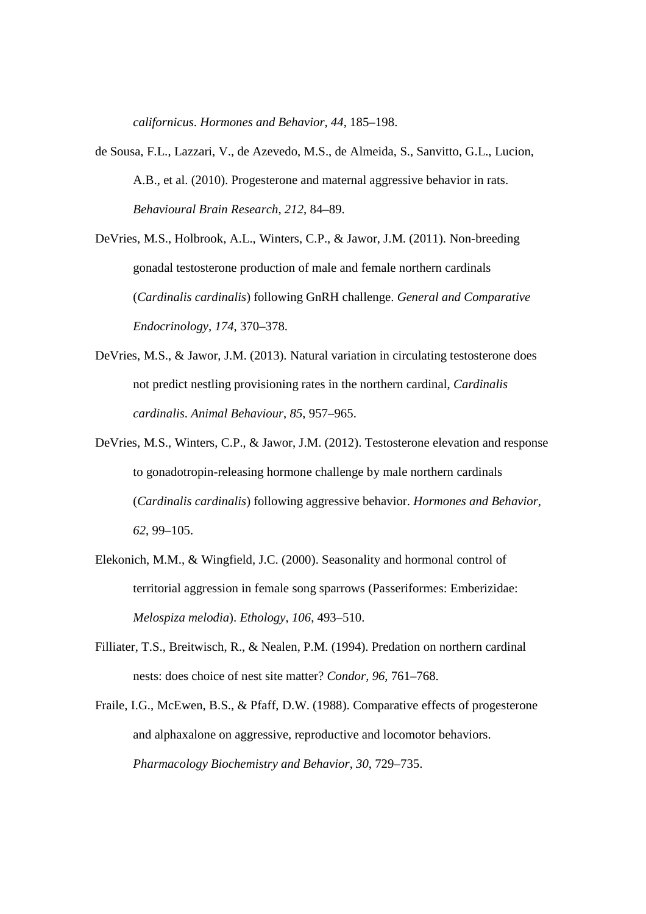*californicus*. *Hormones and Behavior*, *44*, 185–198.

de Sousa, F.L., Lazzari, V., de Azevedo, M.S., de Almeida, S., Sanvitto, G.L., Lucion, A.B., et al. (2010). Progesterone and maternal aggressive behavior in rats. *Behavioural Brain Research*, *212*, 84–89.

DeVries, M.S., Holbrook, A.L., Winters, C.P., & Jawor, J.M. (2011). Non-breeding gonadal testosterone production of male and female northern cardinals (*Cardinalis cardinalis*) following GnRH challenge. *General and Comparative Endocrinology*, *174*, 370–378.

DeVries, M.S., & Jawor, J.M. (2013). Natural variation in circulating testosterone does not predict nestling provisioning rates in the northern cardinal, *Cardinalis cardinalis*. *Animal Behaviour*, *85*, 957–965.

DeVries, M.S., Winters, C.P., & Jawor, J.M. (2012). Testosterone elevation and response to gonadotropin-releasing hormone challenge by male northern cardinals (*Cardinalis cardinalis*) following aggressive behavior. *Hormones and Behavior*, *62*, 99–105.

Elekonich, M.M., & Wingfield, J.C. (2000). Seasonality and hormonal control of territorial aggression in female song sparrows (Passeriformes: Emberizidae: *Melospiza melodia*). *Ethology*, *106*, 493–510.

Filliater, T.S., Breitwisch, R., & Nealen, P.M. (1994). Predation on northern cardinal nests: does choice of nest site matter? *Condor*, *96*, 761–768.

Fraile, I.G., McEwen, B.S., & Pfaff, D.W. (1988). Comparative effects of progesterone and alphaxalone on aggressive, reproductive and locomotor behaviors. *Pharmacology Biochemistry and Behavior*, *30*, 729–735.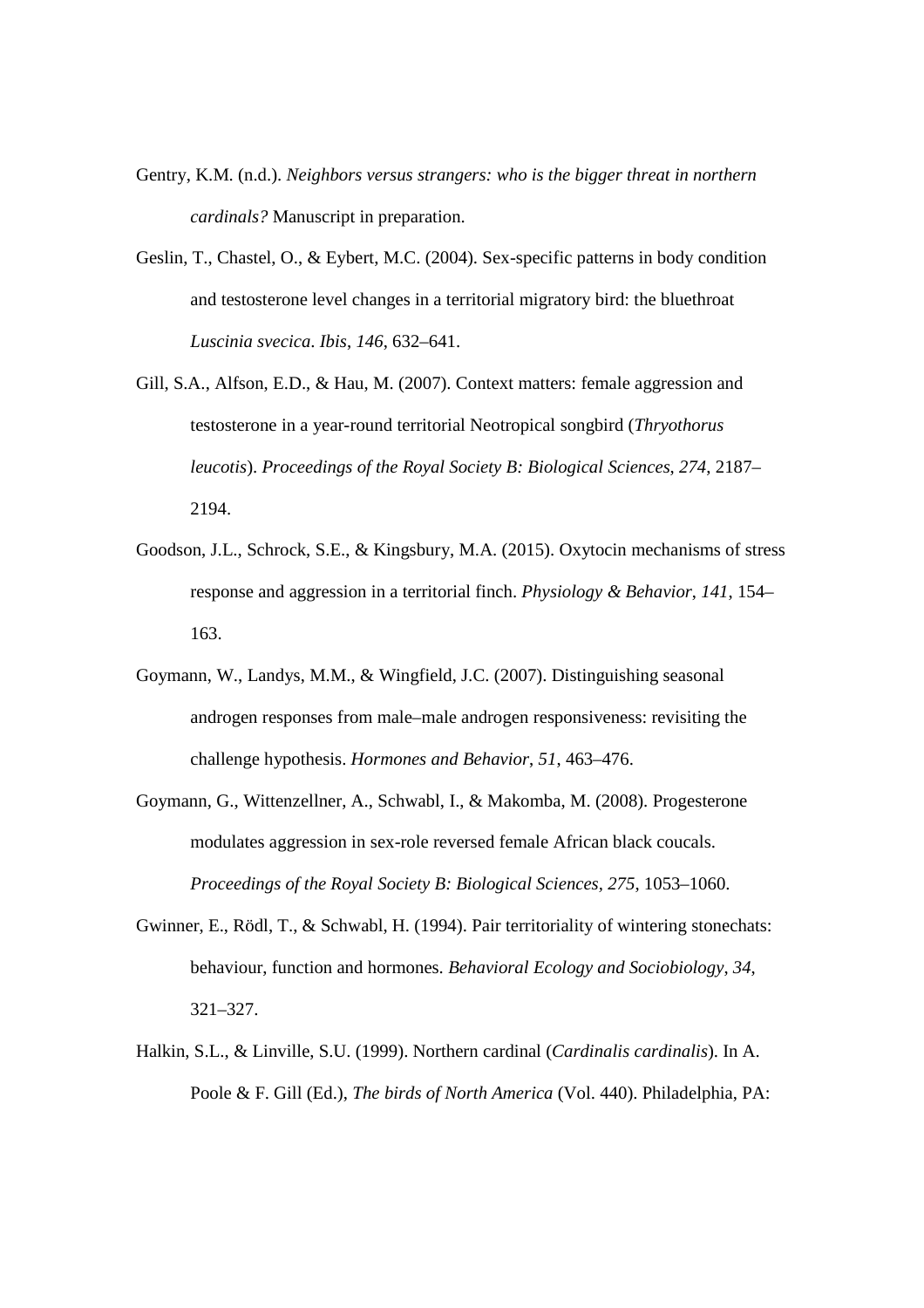Gentry, K.M. (n.d.). *Neighbors versus strangers: who is the bigger threat in northern cardinals?* Manuscript in preparation.

Geslin, T., Chastel, O., & Eybert, M.C. (2004). Sex-specific patterns in body condition and testosterone level changes in a territorial migratory bird: the bluethroat *Luscinia svecica*. *Ibis*, *146*, 632–641.

Gill, S.A., Alfson, E.D., & Hau, M. (2007). Context matters: female aggression and testosterone in a year-round territorial Neotropical songbird (*Thryothorus leucotis*). *Proceedings of the Royal Society B: Biological Sciences*, *274*, 2187–2194.

Goodson, J.L., Schrock, S.E., & Kingsbury, M.A. (2015). Oxytocin mechanisms of stress response and aggression in a territorial finch. *Physiology & Behavior*, *141*, 154–163.

Goymann, W., Landys, M.M., & Wingfield, J.C. (2007). Distinguishing seasonal androgen responses from male–male androgen responsiveness: revisiting the challenge hypothesis. *Hormones and Behavior*, *51*, 463–476.

Goymann, G., Wittenzellner, A., Schwabl, I., & Makomba, M. (2008). Progesterone modulates aggression in sex-role reversed female African black coucals. *Proceedings of the Royal Society B: Biological Sciences*, *275*, 1053–1060.

Gwinner, E., Rödl, T., & Schwabl, H. (1994). Pair territoriality of wintering stonechats: behaviour, function and hormones. *Behavioral Ecology and Sociobiology*, *34*, 321–327.

Halkin, S.L., & Linville, S.U. (1999). Northern cardinal (*Cardinalis cardinalis*). In A. Poole & F. Gill (Ed.), *The birds of North America* (Vol. 440). Philadelphia, PA: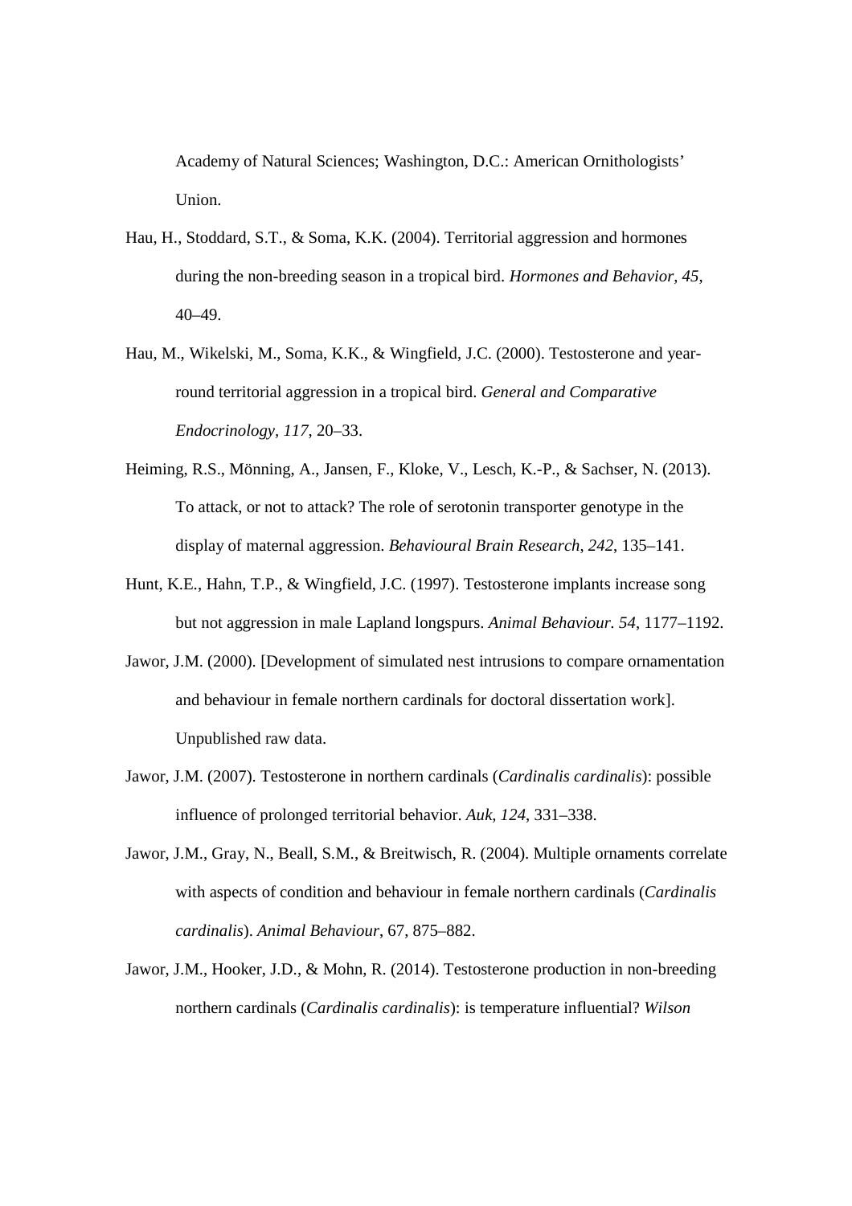Academy of Natural Sciences; Washington, D.C.: American Ornithologists' Union.

Hau, H., Stoddard, S.T., & Soma, K.K. (2004). Territorial aggression and hormones during the non-breeding season in a tropical bird. *Hormones and Behavior, 45*, 40–49.

Hau, M., Wikelski, M., Soma, K.K., & Wingfield, J.C. (2000). Testosterone and year-round territorial aggression in a tropical bird. *General and Comparative Endocrinology, 117*, 20–33.

Heiming, R.S., Mönning, A., Jansen, F., Kloke, V., Lesch, K.-P., & Sachser, N. (2013). To attack, or not to attack? The role of serotonin transporter genotype in the display of maternal aggression. *Behavioural Brain Research, 242*, 135–141.

Hunt, K.E., Hahn, T.P., & Wingfield, J.C. (1997). Testosterone implants increase song but not aggression in male Lapland longspurs. *Animal Behaviour. 54*, 1177–1192.

Jawor, J.M. (2000). [Development of simulated nest intrusions to compare ornamentation and behaviour in female northern cardinals for doctoral dissertation work]. Unpublished raw data.

Jawor, J.M. (2007). Testosterone in northern cardinals (*Cardinalis cardinalis*): possible influence of prolonged territorial behavior. *Auk, 124*, 331–338.

Jawor, J.M., Gray, N., Beall, S.M., & Breitwisch, R. (2004). Multiple ornaments correlate with aspects of condition and behaviour in female northern cardinals (*Cardinalis cardinalis*). *Animal Behaviour*, 67, 875–882.

Jawor, J.M., Hooker, J.D., & Mohn, R. (2014). Testosterone production in non-breeding northern cardinals (*Cardinalis cardinalis*): is temperature influential? *Wilson*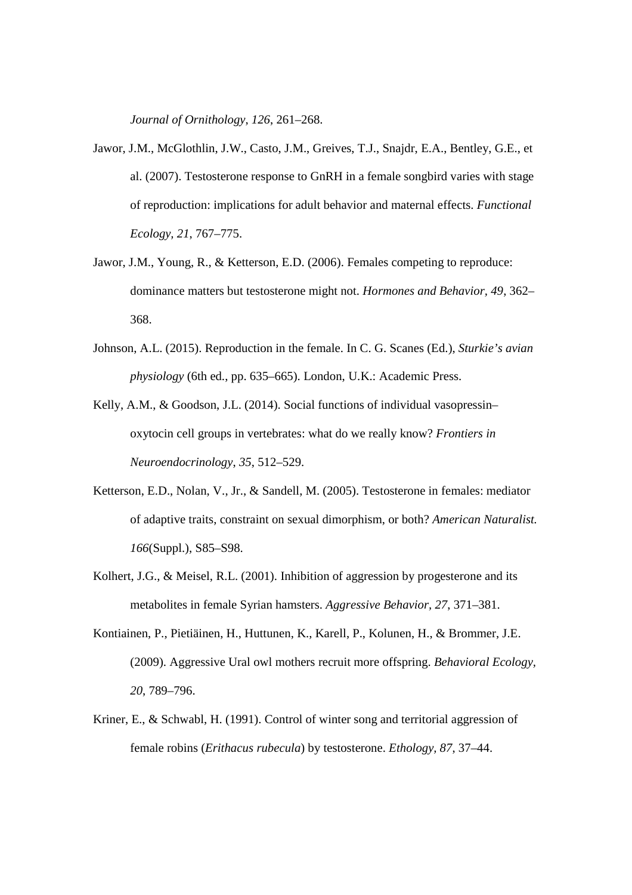*Journal of Ornithology*, *126*, 261–268.

Jawor, J.M., McGlothlin, J.W., Casto, J.M., Greives, T.J., Snajdr, E.A., Bentley, G.E., et al. (2007). Testosterone response to GnRH in a female songbird varies with stage of reproduction: implications for adult behavior and maternal effects. *Functional Ecology, 21*, 767–775.

Jawor, J.M., Young, R., & Ketterson, E.D. (2006). Females competing to reproduce: dominance matters but testosterone might not. *Hormones and Behavior, 49*, 362–368.

Johnson, A.L. (2015). Reproduction in the female. In C. G. Scanes (Ed.), *Sturkie's avian physiology* (6th ed., pp. 635–665). London, U.K.: Academic Press.

Kelly, A.M., & Goodson, J.L. (2014). Social functions of individual vasopressin–oxytocin cell groups in vertebrates: what do we really know? *Frontiers in Neuroendocrinology*, *35*, 512–529.

Ketterson, E.D., Nolan, V., Jr., & Sandell, M. (2005). Testosterone in females: mediator of adaptive traits, constraint on sexual dimorphism, or both? *American Naturalist. 166*(Suppl.), S85–S98.

Kolhert, J.G., & Meisel, R.L. (2001). Inhibition of aggression by progesterone and its metabolites in female Syrian hamsters. *Aggressive Behavior*, *27*, 371–381.

Kontiainen, P., Pietiäinen, H., Huttunen, K., Karell, P., Kolunen, H., & Brommer, J.E. (2009). Aggressive Ural owl mothers recruit more offspring. *Behavioral Ecology, 20*, 789–796.

Kriner, E., & Schwabl, H. (1991). Control of winter song and territorial aggression of female robins (*Erithacus rubecula*) by testosterone. *Ethology, 87*, 37–44.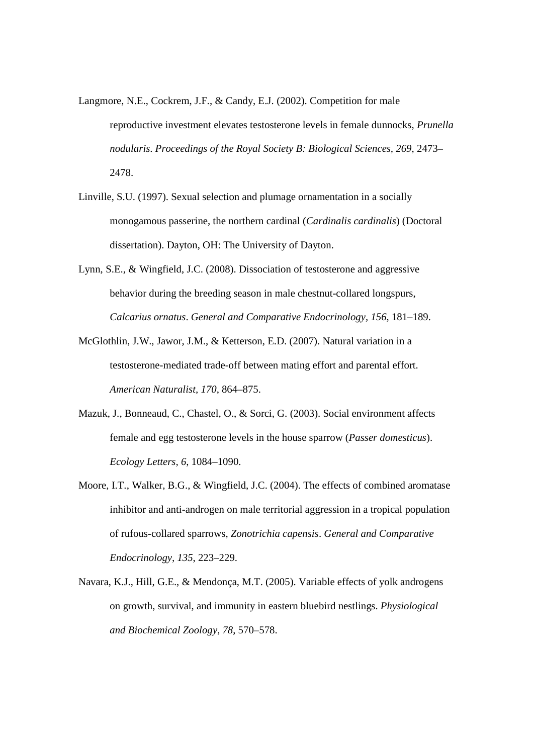Langmore, N.E., Cockrem, J.F., & Candy, E.J. (2002). Competition for male reproductive investment elevates testosterone levels in female dunnocks, *Prunella nodularis*. *Proceedings of the Royal Society B: Biological Sciences*, *269*, 2473–2478.

Linville, S.U. (1997). Sexual selection and plumage ornamentation in a socially monogamous passerine, the northern cardinal (*Cardinalis cardinalis*) (Doctoral dissertation). Dayton, OH: The University of Dayton.

Lynn, S.E., & Wingfield, J.C. (2008). Dissociation of testosterone and aggressive behavior during the breeding season in male chestnut-collared longspurs, *Calcarius ornatus*. *General and Comparative Endocrinology*, *156*, 181–189.

McGlothlin, J.W., Jawor, J.M., & Ketterson, E.D. (2007). Natural variation in a testosterone-mediated trade-off between mating effort and parental effort. *American Naturalist*, *170*, 864–875.

Mazuk, J., Bonneaud, C., Chastel, O., & Sorci, G. (2003). Social environment affects female and egg testosterone levels in the house sparrow (*Passer domesticus*). *Ecology Letters*, *6*, 1084–1090.

Moore, I.T., Walker, B.G., & Wingfield, J.C. (2004). The effects of combined aromatase inhibitor and anti-androgen on male territorial aggression in a tropical population of rufous-collared sparrows, *Zonotrichia capensis*. *General and Comparative Endocrinology*, *135*, 223–229.

Navara, K.J., Hill, G.E., & Mendonça, M.T. (2005). Variable effects of yolk androgens on growth, survival, and immunity in eastern bluebird nestlings. *Physiological and Biochemical Zoology*, *78*, 570–578.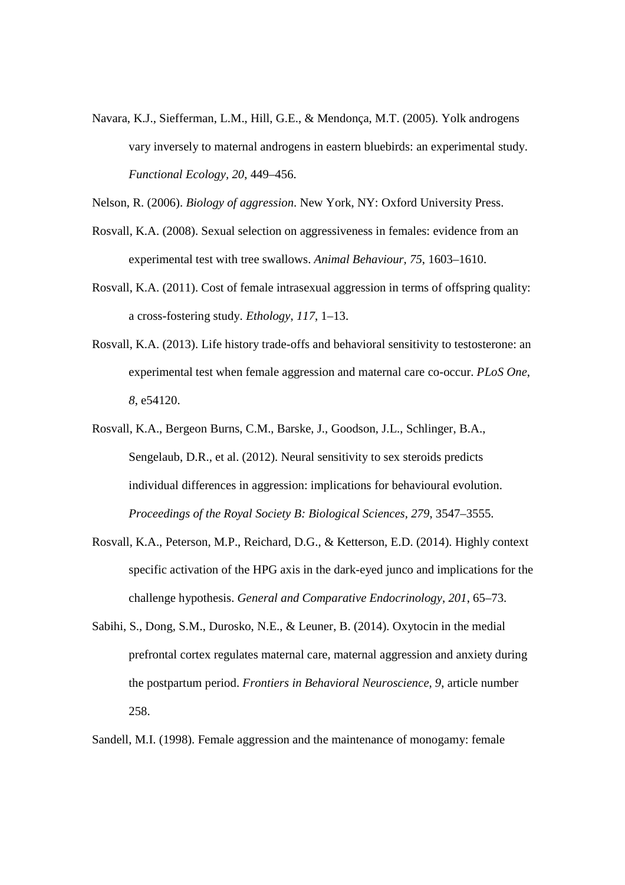Navara, K.J., Siefferman, L.M., Hill, G.E., & Mendonça, M.T. (2005). Yolk androgens vary inversely to maternal androgens in eastern bluebirds: an experimental study. *Functional Ecology, 20*, 449–456.

Nelson, R. (2006). *Biology of aggression*. New York, NY: Oxford University Press.

Rosvall, K.A. (2008). Sexual selection on aggressiveness in females: evidence from an experimental test with tree swallows. *Animal Behaviour*, *75*, 1603–1610.

Rosvall, K.A. (2011). Cost of female intrasexual aggression in terms of offspring quality: a cross-fostering study. *Ethology*, *117*, 1–13.

Rosvall, K.A. (2013). Life history trade-offs and behavioral sensitivity to testosterone: an experimental test when female aggression and maternal care co-occur. *PLoS One*, *8*, e54120.

Rosvall, K.A., Bergeon Burns, C.M., Barske, J., Goodson, J.L., Schlinger, B.A., Sengelaub, D.R., et al. (2012). Neural sensitivity to sex steroids predicts individual differences in aggression: implications for behavioural evolution. *Proceedings of the Royal Society B: Biological Sciences*, *279*, 3547–3555.

Rosvall, K.A., Peterson, M.P., Reichard, D.G., & Ketterson, E.D. (2014). Highly context specific activation of the HPG axis in the dark-eyed junco and implications for the challenge hypothesis. *General and Comparative Endocrinology*, *201*, 65–73.

Sabihi, S., Dong, S.M., Durosko, N.E., & Leuner, B. (2014). Oxytocin in the medial prefrontal cortex regulates maternal care, maternal aggression and anxiety during the postpartum period. *Frontiers in Behavioral Neuroscience*, *9*, article number 258.

Sandell, M.I. (1998). Female aggression and the maintenance of monogamy: female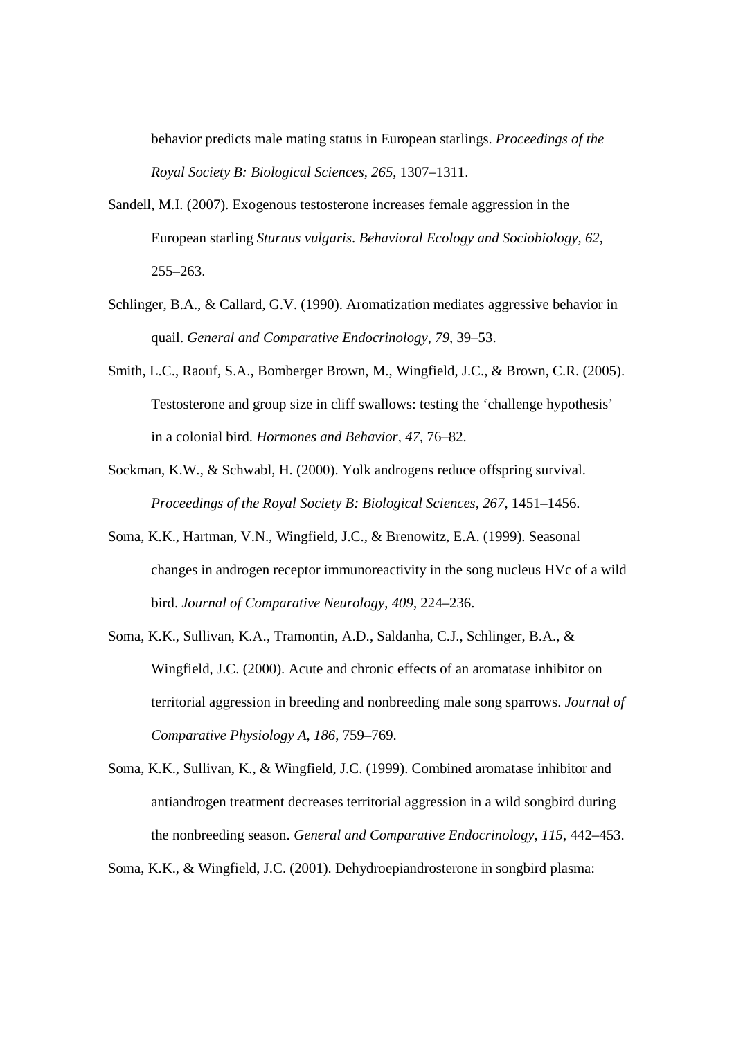behavior predicts male mating status in European starlings. *Proceedings of the Royal Society B: Biological Sciences*, *265*, 1307–1311.

Sandell, M.I. (2007). Exogenous testosterone increases female aggression in the European starling *Sturnus vulgaris*. *Behavioral Ecology and Sociobiology*, *62*, 255–263.

Schlinger, B.A., & Callard, G.V. (1990). Aromatization mediates aggressive behavior in quail. *General and Comparative Endocrinology*, *79*, 39–53.

Smith, L.C., Raouf, S.A., Bomberger Brown, M., Wingfield, J.C., & Brown, C.R. (2005). Testosterone and group size in cliff swallows: testing the 'challenge hypothesis' in a colonial bird. *Hormones and Behavior*, *47*, 76–82.

Sockman, K.W., & Schwabl, H. (2000). Yolk androgens reduce offspring survival. *Proceedings of the Royal Society B: Biological Sciences*, *267*, 1451–1456.

Soma, K.K., Hartman, V.N., Wingfield, J.C., & Brenowitz, E.A. (1999). Seasonal changes in androgen receptor immunoreactivity in the song nucleus HVc of a wild bird. *Journal of Comparative Neurology*, *409*, 224–236.

Soma, K.K., Sullivan, K.A., Tramontin, A.D., Saldanha, C.J., Schlinger, B.A., & Wingfield, J.C. (2000). Acute and chronic effects of an aromatase inhibitor on territorial aggression in breeding and nonbreeding male song sparrows. *Journal of Comparative Physiology A*, *186*, 759–769.

Soma, K.K., Sullivan, K., & Wingfield, J.C. (1999). Combined aromatase inhibitor and antiandrogen treatment decreases territorial aggression in a wild songbird during the nonbreeding season. *General and Comparative Endocrinology*, *115*, 442–453.

Soma, K.K., & Wingfield, J.C. (2001). Dehydroepiandrosterone in songbird plasma: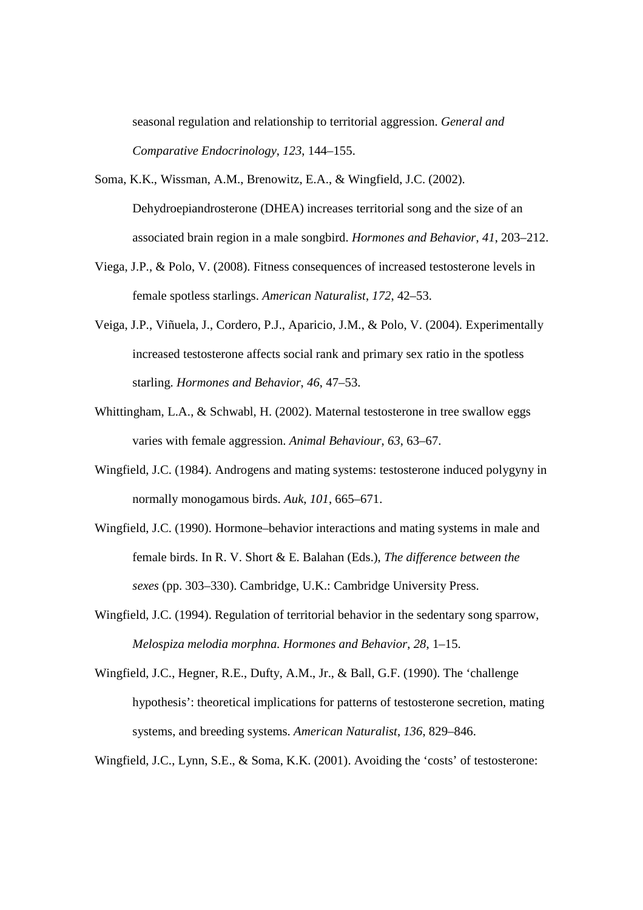seasonal regulation and relationship to territorial aggression. *General and Comparative Endocrinology*, *123*, 144–155.

Soma, K.K., Wissman, A.M., Brenowitz, E.A., & Wingfield, J.C. (2002). Dehydroepiandrosterone (DHEA) increases territorial song and the size of an associated brain region in a male songbird. *Hormones and Behavior*, *41*, 203–212.

Viega, J.P., & Polo, V. (2008). Fitness consequences of increased testosterone levels in female spotless starlings. *American Naturalist*, *172*, 42–53.

Veiga, J.P., Viñuela, J., Cordero, P.J., Aparicio, J.M., & Polo, V. (2004). Experimentally increased testosterone affects social rank and primary sex ratio in the spotless starling. *Hormones and Behavior*, *46*, 47–53.

Whittingham, L.A., & Schwabl, H. (2002). Maternal testosterone in tree swallow eggs varies with female aggression. *Animal Behaviour*, *63*, 63–67.

Wingfield, J.C. (1984). Androgens and mating systems: testosterone induced polygyny in normally monogamous birds. *Auk*, *101*, 665–671.

Wingfield, J.C. (1990). Hormone–behavior interactions and mating systems in male and female birds. In R. V. Short & E. Balahan (Eds.), *The difference between the sexes* (pp. 303–330). Cambridge, U.K.: Cambridge University Press.

Wingfield, J.C. (1994). Regulation of territorial behavior in the sedentary song sparrow, *Melospiza melodia morphna*. *Hormones and Behavior*, *28*, 1–15.

Wingfield, J.C., Hegner, R.E., Dufty, A.M., Jr., & Ball, G.F. (1990). The 'challenge hypothesis': theoretical implications for patterns of testosterone secretion, mating systems, and breeding systems. *American Naturalist*, *136*, 829–846.

Wingfield, J.C., Lynn, S.E., & Soma, K.K. (2001). Avoiding the 'costs' of testosterone: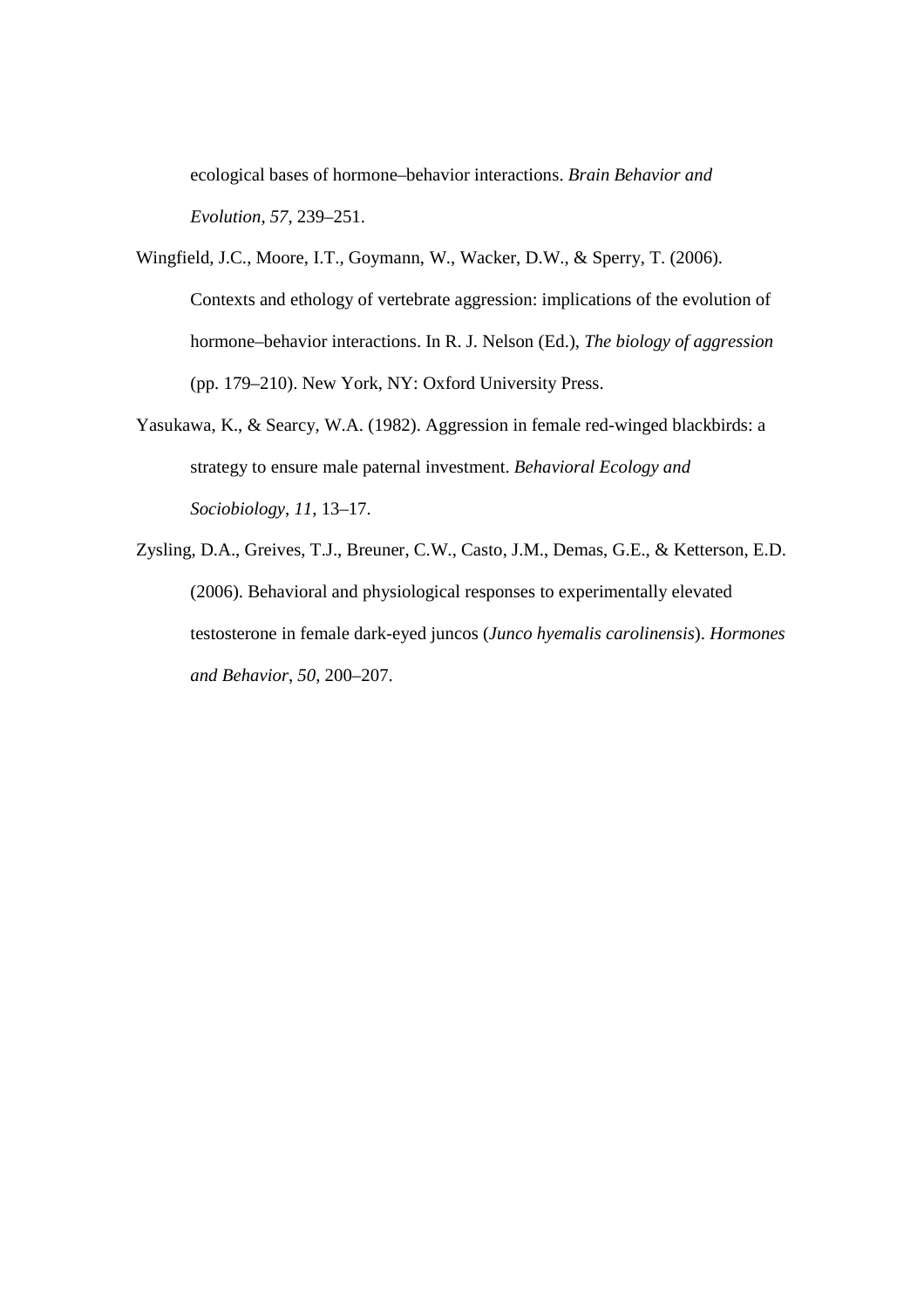ecological bases of hormone–behavior interactions. *Brain Behavior and Evolution*, *57*, 239–251.

Wingfield, J.C., Moore, I.T., Goymann, W., Wacker, D.W., & Sperry, T. (2006). Contexts and ethology of vertebrate aggression: implications of the evolution of hormone–behavior interactions. In R. J. Nelson (Ed.), *The biology of aggression* (pp. 179–210). New York, NY: Oxford University Press.

Yasukawa, K., & Searcy, W.A. (1982). Aggression in female red-winged blackbirds: a strategy to ensure male paternal investment. *Behavioral Ecology and Sociobiology*, *11*, 13–17.

Zysling, D.A., Greives, T.J., Breuner, C.W., Casto, J.M., Demas, G.E., & Ketterson, E.D. (2006). Behavioral and physiological responses to experimentally elevated testosterone in female dark-eyed juncos (*Junco hyemalis carolinensis*). *Hormones and Behavior*, *50*, 200–207.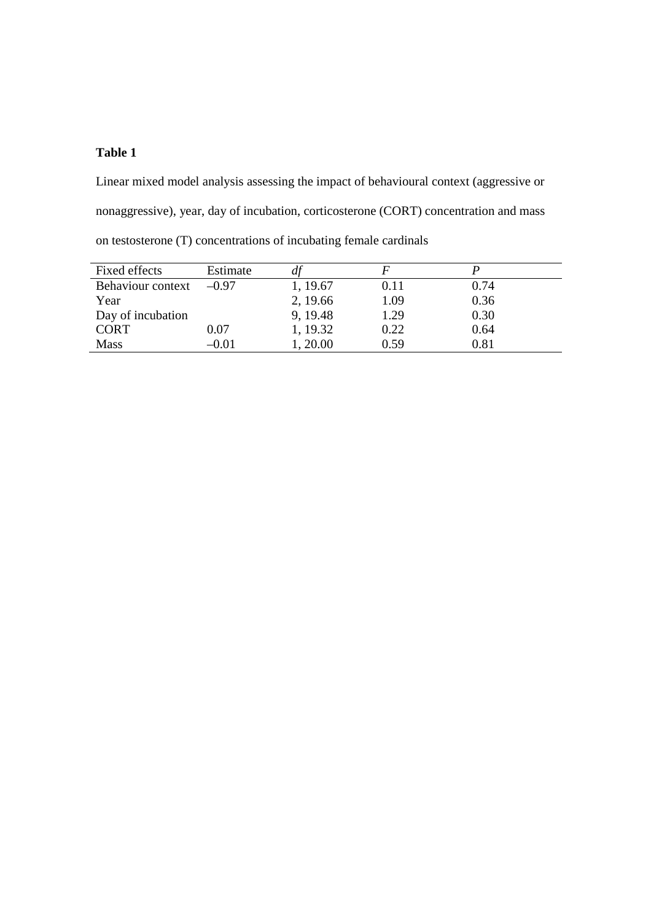**Table 1**

Linear mixed model analysis assessing the impact of behavioural context (aggressive or nonaggressive), year, day of incubation, corticosterone (CORT) concentration and mass on testosterone (T) concentrations of incubating female cardinals

| Fixed effects | Estimate | *df* | *F* | *P* |
|---|---|---|---|---|
| Behaviour context | –0.97 | 1, 19.67 | 0.11 | 0.74 |
| Year | | 2, 19.66 | 1.09 | 0.36 |
| Day of incubation | | 9, 19.48 | 1.29 | 0.30 |
| CORT | 0.07 | 1, 19.32 | 0.22 | 0.64 |
| Mass | –0.01 | 1, 20.00 | 0.59 | 0.81 |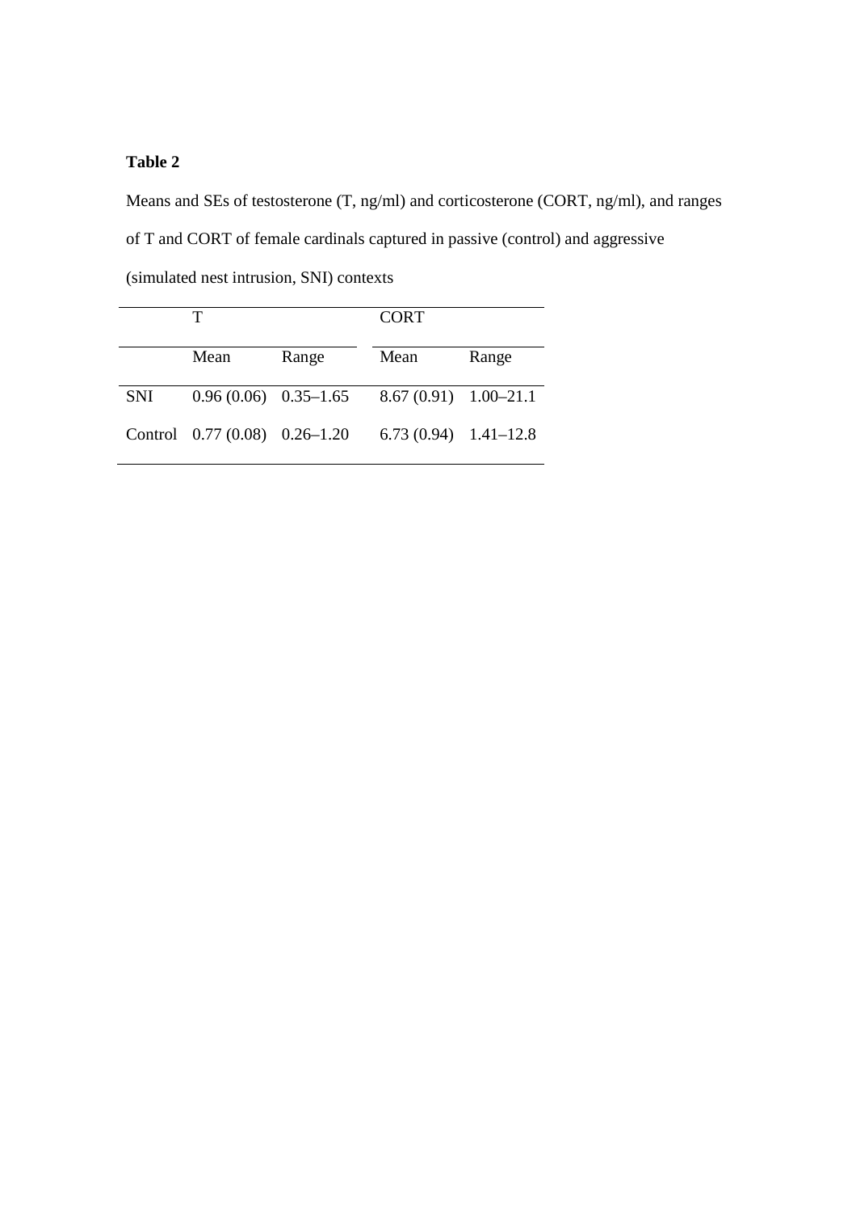**Table 2**

Means and SEs of testosterone (T, ng/ml) and corticosterone (CORT, ng/ml), and ranges of T and CORT of female cardinals captured in passive (control) and aggressive (simulated nest intrusion, SNI) contexts

| | T | | CORT | |
|---|---|---|---|---|
| | Mean | Range | Mean | Range |
| SNI | 0.96 (0.06) | 0.35–1.65 | 8.67 (0.91) | 1.00–21.1 |
| Control | 0.77 (0.08) | 0.26–1.20 | 6.73 (0.94) | 1.41–12.8 |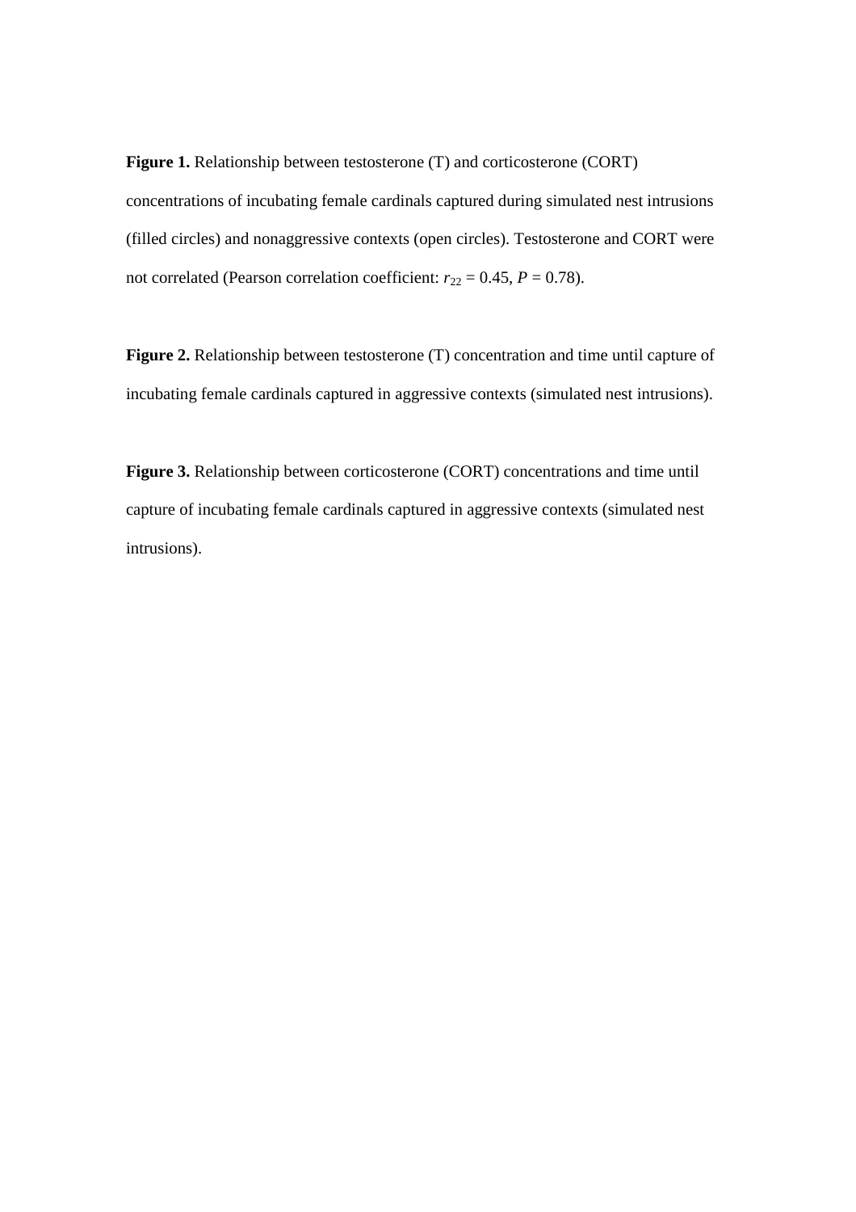**Figure 1.** Relationship between testosterone (T) and corticosterone (CORT) concentrations of incubating female cardinals captured during simulated nest intrusions (filled circles) and nonaggressive contexts (open circles). Testosterone and CORT were not correlated (Pearson correlation coefficient: $r_{22} = 0.45$, $P = 0.78$).

**Figure 2.** Relationship between testosterone (T) concentration and time until capture of incubating female cardinals captured in aggressive contexts (simulated nest intrusions).

**Figure 3.** Relationship between corticosterone (CORT) concentrations and time until capture of incubating female cardinals captured in aggressive contexts (simulated nest intrusions).